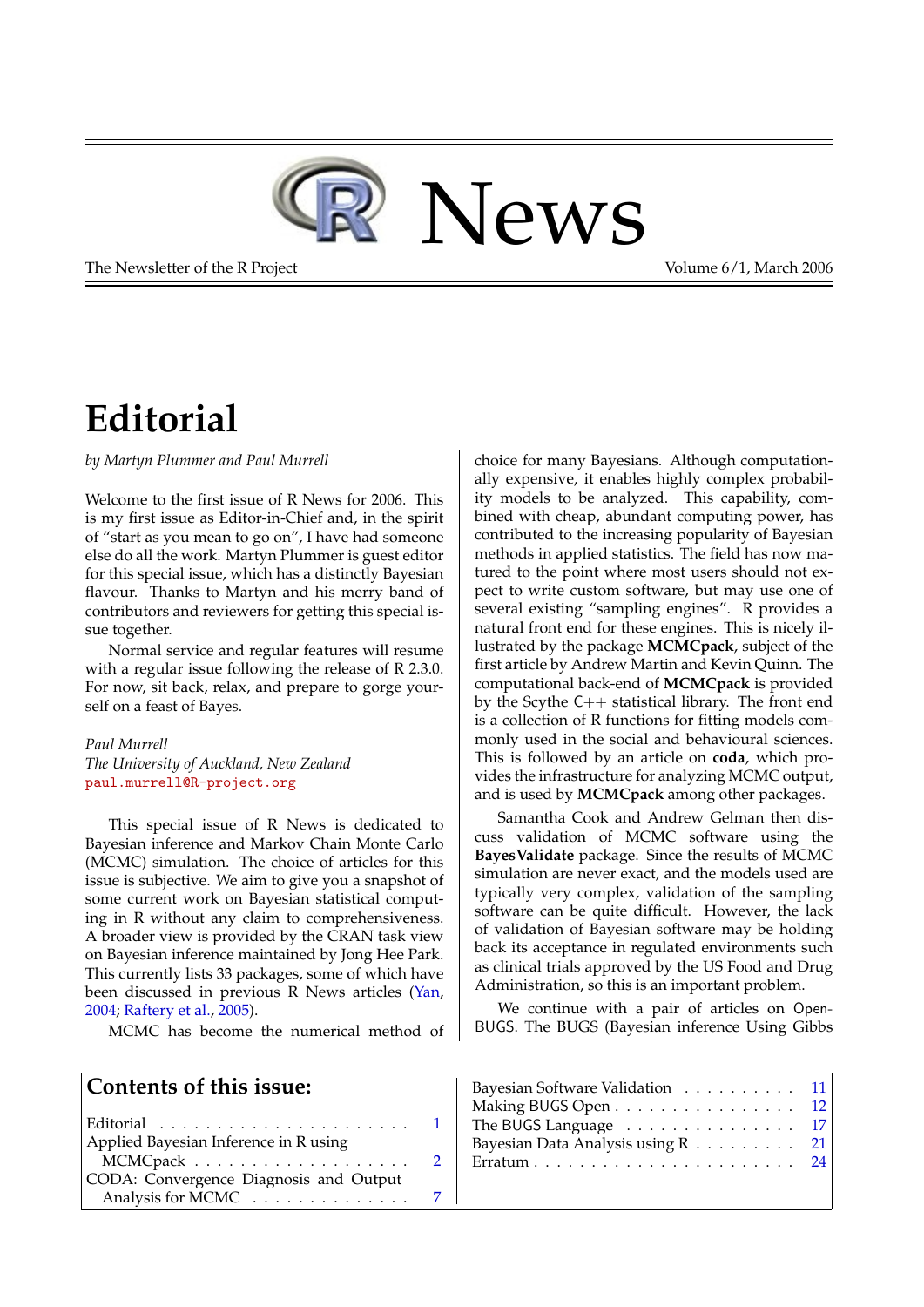# R News

The Newsletter of the R Project — Volume 6/1, March 2006

# Editorial

*by Martyn Plummer and Paul Murrell*

Welcome to the first issue of R News for 2006. This is my first issue as Editor-in-Chief and, in the spirit of "start as you mean to go on", I have had someone else do all the work. Martyn Plummer is guest editor for this special issue, which has a distinctly Bayesian flavour. Thanks to Martyn and his merry band of contributors and reviewers for getting this special issue together.

Normal service and regular features will resume with a regular issue following the release of R 2.3.0. For now, sit back, relax, and prepare to gorge yourself on a feast of Bayes.

*Paul Murrell*
*The University of Auckland, New Zealand*
paul.murrell@R-project.org

This special issue of R News is dedicated to Bayesian inference and Markov Chain Monte Carlo (MCMC) simulation. The choice of articles for this issue is subjective. We aim to give you a snapshot of some current work on Bayesian statistical computing in R without any claim to comprehensiveness. A broader view is provided by the CRAN task view on Bayesian inference maintained by Jong Hee Park. This currently lists 33 packages, some of which have been discussed in previous R News articles (Yan, 2004; Raftery et al., 2005).

MCMC has become the numerical method of choice for many Bayesians. Although computationally expensive, it enables highly complex probability models to be analyzed. This capability, combined with cheap, abundant computing power, has contributed to the increasing popularity of Bayesian methods in applied statistics. The field has now matured to the point where most users should not expect to write custom software, but may use one of several existing "sampling engines". R provides a natural front end for these engines. This is nicely illustrated by the package **MCMCpack**, subject of the first article by Andrew Martin and Kevin Quinn. The computational back-end of **MCMCpack** is provided by the Scythe C++ statistical library. The front end is a collection of R functions for fitting models commonly used in the social and behavioural sciences. This is followed by an article on **coda**, which provides the infrastructure for analyzing MCMC output, and is used by **MCMCpack** among other packages.

Samantha Cook and Andrew Gelman then discuss validation of MCMC software using the **BayesValidate** package. Since the results of MCMC simulation are never exact, and the models used are typically very complex, validation of the sampling software can be quite difficult. However, the lack of validation of Bayesian software may be holding back its acceptance in regulated environments such as clinical trials approved by the US Food and Drug Administration, so this is an important problem.

We continue with a pair of articles on OpenBUGS. The BUGS (Bayesian inference Using Gibbs

## Contents of this issue:

| | |
|---|---|
| Editorial | 1 |
| Applied Bayesian Inference in R using MCMCpack | 2 |
| CODA: Convergence Diagnosis and Output Analysis for MCMC | 7 |
| Bayesian Software Validation | 11 |
| Making BUGS Open | 12 |
| The BUGS Language | 17 |
| Bayesian Data Analysis using R | 21 |
| Erratum | 24 |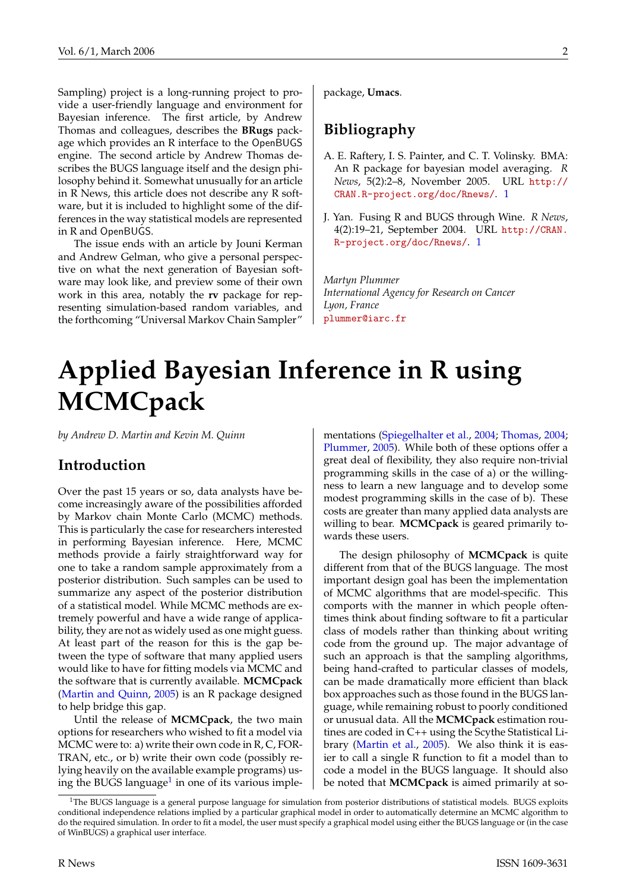Sampling) project is a long-running project to provide a user-friendly language and environment for Bayesian inference. The first article, by Andrew Thomas and colleagues, describes the **BRugs** package which provides an R interface to the OpenBUGS engine. The second article by Andrew Thomas describes the BUGS language itself and the design philosophy behind it. Somewhat unusually for an article in R News, this article does not describe any R software, but it is included to highlight some of the differences in the way statistical models are represented in R and OpenBUGS.

The issue ends with an article by Jouni Kerman and Andrew Gelman, who give a personal perspective on what the next generation of Bayesian software may look like, and preview some of their own work in this area, notably the **rv** package for representing simulation-based random variables, and the forthcoming "Universal Markov Chain Sampler" package, **Umacs**.

## Bibliography

A. E. Raftery, I. S. Painter, and C. T. Volinsky. BMA: An R package for bayesian model averaging. *R News*, 5(2):2–8, November 2005. URL http://CRAN.R-project.org/doc/Rnews/. 1

J. Yan. Fusing R and BUGS through Wine. *R News*, 4(2):19–21, September 2004. URL http://CRAN.R-project.org/doc/Rnews/. 1

*Martyn Plummer*
*International Agency for Research on Cancer*
*Lyon, France*
plummer@iarc.fr

# Applied Bayesian Inference in R using MCMCpack

*by Andrew D. Martin and Kevin M. Quinn*

## Introduction

Over the past 15 years or so, data analysts have become increasingly aware of the possibilities afforded by Markov chain Monte Carlo (MCMC) methods. This is particularly the case for researchers interested in performing Bayesian inference. Here, MCMC methods provide a fairly straightforward way for one to take a random sample approximately from a posterior distribution. Such samples can be used to summarize any aspect of the posterior distribution of a statistical model. While MCMC methods are extremely powerful and have a wide range of applicability, they are not as widely used as one might guess. At least part of the reason for this is the gap between the type of software that many applied users would like to have for fitting models via MCMC and the software that is currently available. **MCMCpack** (Martin and Quinn, 2005) is an R package designed to help bridge this gap.

Until the release of **MCMCpack**, the two main options for researchers who wished to fit a model via MCMC were to: a) write their own code in R, C, FORTRAN, etc., or b) write their own code (possibly relying heavily on the available example programs) using the BUGS language[1] in one of its various implementations (Spiegelhalter et al., 2004; Thomas, 2004; Plummer, 2005). While both of these options offer a great deal of flexibility, they also require non-trivial programming skills in the case of a) or the willingness to learn a new language and to develop some modest programming skills in the case of b). These costs are greater than many applied data analysts are willing to bear. **MCMCpack** is geared primarily towards these users.

The design philosophy of **MCMCpack** is quite different from that of the BUGS language. The most important design goal has been the implementation of MCMC algorithms that are model-specific. This comports with the manner in which people oftentimes think about finding software to fit a particular class of models rather than thinking about writing code from the ground up. The major advantage of such an approach is that the sampling algorithms, being hand-crafted to particular classes of models, can be made dramatically more efficient than black box approaches such as those found in the BUGS language, while remaining robust to poorly conditioned or unusual data. All the **MCMCpack** estimation routines are coded in C++ using the Scythe Statistical Library (Martin et al., 2005). We also think it is easier to call a single R function to fit a model than to code a model in the BUGS language. It should also be noted that **MCMCpack** is aimed primarily at so-

[1]The BUGS language is a general purpose language for simulation from posterior distributions of statistical models. BUGS exploits conditional independence relations implied by a particular graphical model in order to automatically determine an MCMC algorithm to do the required simulation. In order to fit a model, the user must specify a graphical model using either the BUGS language or (in the case of WinBUGS) a graphical user interface.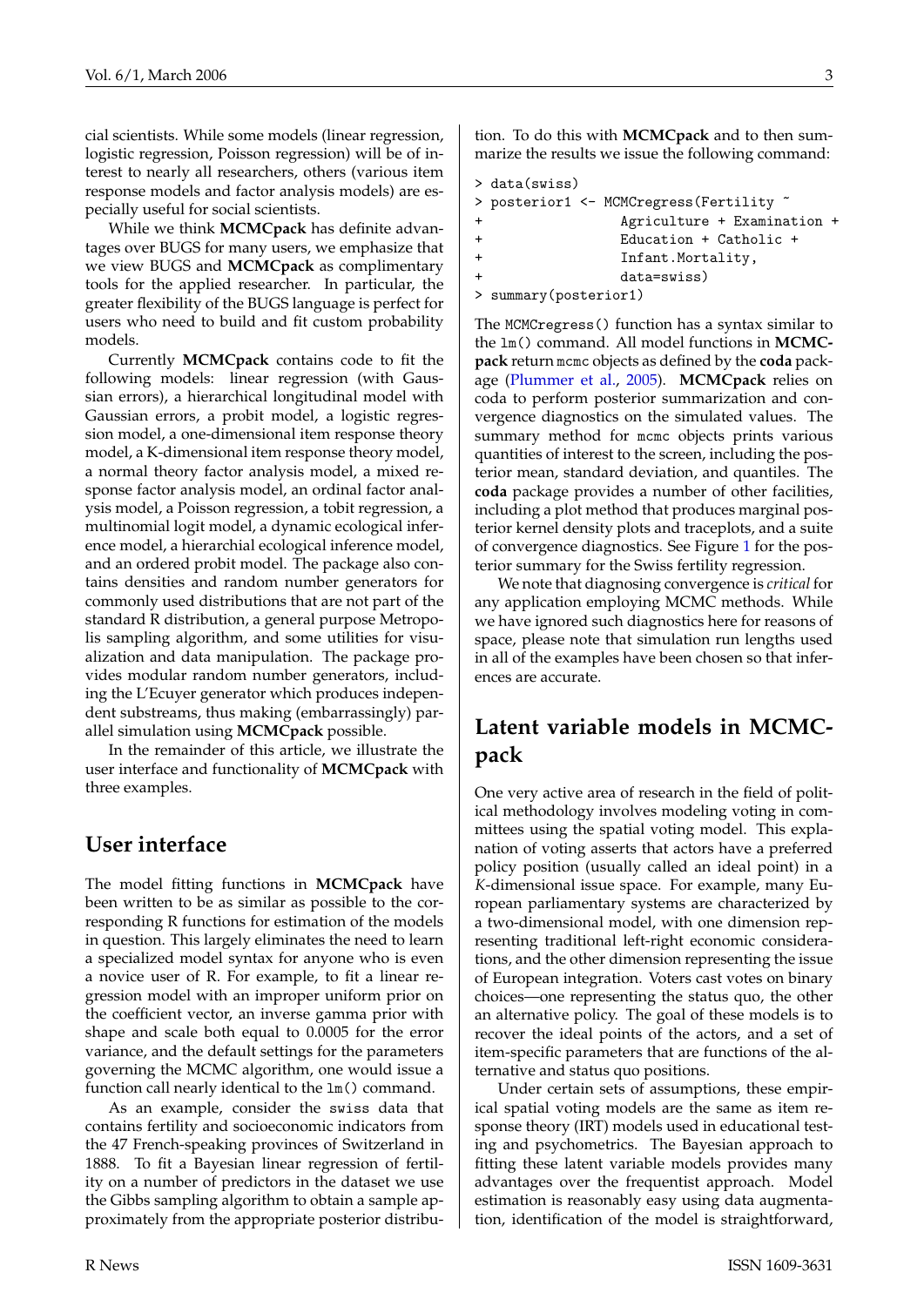cial scientists. While some models (linear regression, logistic regression, Poisson regression) will be of interest to nearly all researchers, others (various item response models and factor analysis models) are especially useful for social scientists.

While we think **MCMCpack** has definite advantages over BUGS for many users, we emphasize that we view BUGS and **MCMCpack** as complimentary tools for the applied researcher. In particular, the greater flexibility of the BUGS language is perfect for users who need to build and fit custom probability models.

Currently **MCMCpack** contains code to fit the following models: linear regression (with Gaussian errors), a hierarchical longitudinal model with Gaussian errors, a probit model, a logistic regression model, a one-dimensional item response theory model, a K-dimensional item response theory model, a normal theory factor analysis model, a mixed response factor analysis model, an ordinal factor analysis model, a Poisson regression, a tobit regression, a multinomial logit model, a dynamic ecological inference model, a hierarchial ecological inference model, and an ordered probit model. The package also contains densities and random number generators for commonly used distributions that are not part of the standard R distribution, a general purpose Metropolis sampling algorithm, and some utilities for visualization and data manipulation. The package provides modular random number generators, including the L'Ecuyer generator which produces independent substreams, thus making (embarrassingly) parallel simulation using **MCMCpack** possible.

In the remainder of this article, we illustrate the user interface and functionality of **MCMCpack** with three examples.

## User interface

The model fitting functions in **MCMCpack** have been written to be as similar as possible to the corresponding R functions for estimation of the models in question. This largely eliminates the need to learn a specialized model syntax for anyone who is even a novice user of R. For example, to fit a linear regression model with an improper uniform prior on the coefficient vector, an inverse gamma prior with shape and scale both equal to 0.0005 for the error variance, and the default settings for the parameters governing the MCMC algorithm, one would issue a function call nearly identical to the `lm()` command.

As an example, consider the `swiss` data that contains fertility and socioeconomic indicators from the 47 French-speaking provinces of Switzerland in 1888. To fit a Bayesian linear regression of fertility on a number of predictors in the dataset we use the Gibbs sampling algorithm to obtain a sample approximately from the appropriate posterior distribution. To do this with **MCMCpack** and to then summarize the results we issue the following command:

```
> data(swiss)
> posterior1 <- MCMCregress(Fertility ~
+                 Agriculture + Examination +
+                 Education + Catholic +
+                 Infant.Mortality,
+                 data=swiss)
> summary(posterior1)
```

The `MCMCregress()` function has a syntax similar to the `lm()` command. All model functions in **MCMCpack** return `mcmc` objects as defined by the **coda** package (Plummer et al., 2005). **MCMCpack** relies on coda to perform posterior summarization and convergence diagnostics on the simulated values. The summary method for `mcmc` objects prints various quantities of interest to the screen, including the posterior mean, standard deviation, and quantiles. The **coda** package provides a number of other facilities, including a plot method that produces marginal posterior kernel density plots and traceplots, and a suite of convergence diagnostics. See Figure 1 for the posterior summary for the Swiss fertility regression.

We note that diagnosing convergence is *critical* for any application employing MCMC methods. While we have ignored such diagnostics here for reasons of space, please note that simulation run lengths used in all of the examples have been chosen so that inferences are accurate.

## Latent variable models in MCMCpack

One very active area of research in the field of political methodology involves modeling voting in committees using the spatial voting model. This explanation of voting asserts that actors have a preferred policy position (usually called an ideal point) in a *K*-dimensional issue space. For example, many European parliamentary systems are characterized by a two-dimensional model, with one dimension representing traditional left-right economic considerations, and the other dimension representing the issue of European integration. Voters cast votes on binary choices—one representing the status quo, the other an alternative policy. The goal of these models is to recover the ideal points of the actors, and a set of item-specific parameters that are functions of the alternative and status quo positions.

Under certain sets of assumptions, these empirical spatial voting models are the same as item response theory (IRT) models used in educational testing and psychometrics. The Bayesian approach to fitting these latent variable models provides many advantages over the frequentist approach. Model estimation is reasonably easy using data augmentation, identification of the model is straightforward,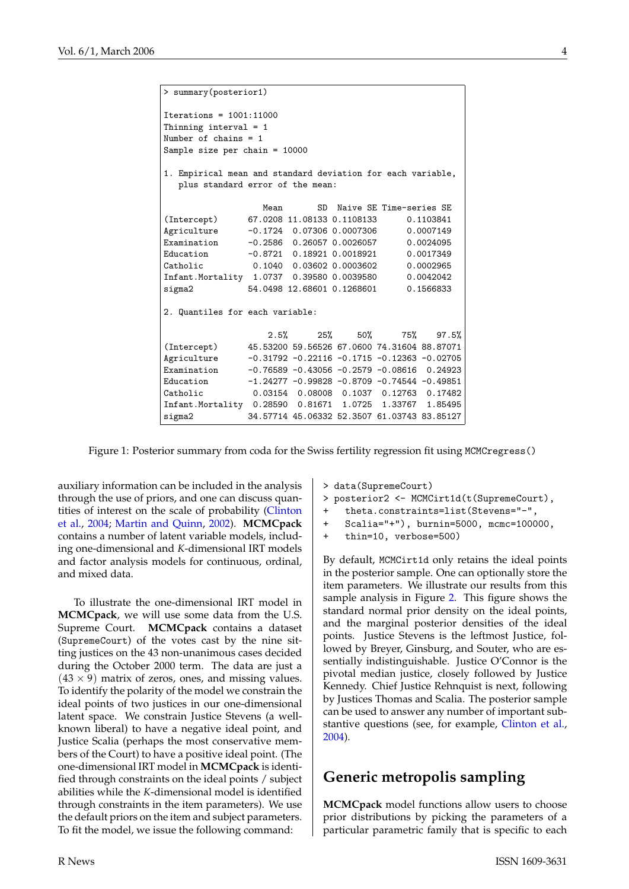```
> summary(posterior1)

Iterations = 1001:11000
Thinning interval = 1
Number of chains = 1
Sample size per chain = 10000

1. Empirical mean and standard deviation for each variable,
   plus standard error of the mean:

                    Mean       SD  Naive SE Time-series SE
(Intercept)      67.0208 11.08133 0.1108133      0.1103841
Agriculture      -0.1724  0.07306 0.0007306      0.0007149
Examination      -0.2586  0.26057 0.0026057      0.0024095
Education        -0.8721  0.18921 0.0018921      0.0017349
Catholic          0.1040  0.03602 0.0003602      0.0002965
Infant.Mortality  1.0737  0.39580 0.0039580      0.0042042
sigma2           54.0498 12.68601 0.1268601      0.1566833

2. Quantiles for each variable:

                     2.5%      25%     50%      75%    97.5%
(Intercept)      45.53200 59.56526 67.0600 74.31604 88.87071
Agriculture      -0.31792 -0.22116 -0.1715 -0.12363 -0.02705
Examination      -0.76589 -0.43056 -0.2579 -0.08616  0.24923
Education        -1.24277 -0.99828 -0.8709 -0.74544 -0.49851
Catholic          0.03154  0.08008  0.1037  0.12763  0.17482
Infant.Mortality  0.28590  0.81671  1.0725  1.33767  1.85495
sigma2           34.57714 45.06332 52.3507 61.03743 83.85127
```

Figure 1: Posterior summary from coda for the Swiss fertility regression fit using `MCMCregress()`

auxiliary information can be included in the analysis through the use of priors, and one can discuss quantities of interest on the scale of probability (Clinton et al., 2004; Martin and Quinn, 2002). **MCMCpack** contains a number of latent variable models, including one-dimensional and $K$-dimensional IRT models and factor analysis models for continuous, ordinal, and mixed data.

To illustrate the one-dimensional IRT model in **MCMCpack**, we will use some data from the U.S. Supreme Court. **MCMCpack** contains a dataset (`SupremeCourt`) of the votes cast by the nine sitting justices on the 43 non-unanimous cases decided during the October 2000 term. The data are just a $(43 \times 9)$ matrix of zeros, ones, and missing values. To identify the polarity of the model we constrain the ideal points of two justices in our one-dimensional latent space. We constrain Justice Stevens (a well-known liberal) to have a negative ideal point, and Justice Scalia (perhaps the most conservative members of the Court) to have a positive ideal point. (The one-dimensional IRT model in **MCMCpack** is identified through constraints on the ideal points / subject abilities while the $K$-dimensional model is identified through constraints in the item parameters). We use the default priors on the item and subject parameters. To fit the model, we issue the following command:

```
> data(SupremeCourt)
> posterior2 <- MCMCirt1d(t(SupremeCourt),
+   theta.constraints=list(Stevens="-",
+   Scalia="+"), burnin=5000, mcmc=100000,
+   thin=10, verbose=500)
```

By default, `MCMCirt1d` only retains the ideal points in the posterior sample. One can optionally store the item parameters. We illustrate our results from this sample analysis in Figure 2. This figure shows the standard normal prior density on the ideal points, and the marginal posterior densities of the ideal points. Justice Stevens is the leftmost Justice, followed by Breyer, Ginsburg, and Souter, who are essentially indistinguishable. Justice O'Connor is the pivotal median justice, closely followed by Justice Kennedy. Chief Justice Rehnquist is next, following by Justices Thomas and Scalia. The posterior sample can be used to answer any number of important substantive questions (see, for example, Clinton et al., 2004).

## Generic metropolis sampling

**MCMCpack** model functions allow users to choose prior distributions by picking the parameters of a particular parametric family that is specific to each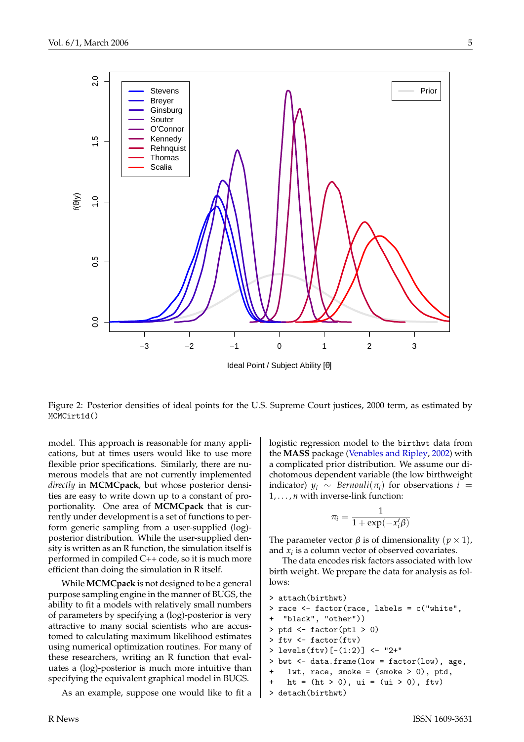Figure 2: Posterior densities of ideal points for the U.S. Supreme Court justices, 2000 term, as estimated by `MCMCirt1d()`

model. This approach is reasonable for many applications, but at times users would like to use more flexible prior specifications. Similarly, there are numerous models that are not currently implemented *directly* in **MCMCpack**, but whose posterior densities are easy to write down up to a constant of proportionality. One area of **MCMCpack** that is currently under development is a set of functions to perform generic sampling from a user-supplied (log)-posterior distribution. While the user-supplied density is written as an R function, the simulation itself is performed in compiled C++ code, so it is much more efficient than doing the simulation in R itself.

While **MCMCpack** is not designed to be a general purpose sampling engine in the manner of BUGS, the ability to fit a models with relatively small numbers of parameters by specifying a (log)-posterior is very attractive to many social scientists who are accustomed to calculating maximum likelihood estimates using numerical optimization routines. For many of these researchers, writing an R function that evaluates a (log)-posterior is much more intuitive than specifying the equivalent graphical model in BUGS.

As an example, suppose one would like to fit a logistic regression model to the `birthwt` data from the **MASS** package (Venables and Ripley, 2002) with a complicated prior distribution. We assume our dichotomous dependent variable (the low birthweight indicator) $y_i \sim Bernouli(\pi_i)$ for observations $i = 1, \ldots, n$ with inverse-link function:

$$\pi_i = \frac{1}{1 + \exp(-x_i'\beta)}$$

The parameter vector $\beta$ is of dimensionality $(p \times 1)$, and $x_i$ is a column vector of observed covariates.

The data encodes risk factors associated with low birth weight. We prepare the data for analysis as follows:

```
> attach(birthwt)
> race <- factor(race, labels = c("white",
+   "black", "other"))
> ptd <- factor(ptl > 0)
> ftv <- factor(ftv)
> levels(ftv)[-(1:2)] <- "2+"
> bwt <- data.frame(low = factor(low), age,
+    lwt, race, smoke = (smoke > 0), ptd,
+    ht = (ht > 0), ui = (ui > 0), ftv)
> detach(birthwt)
```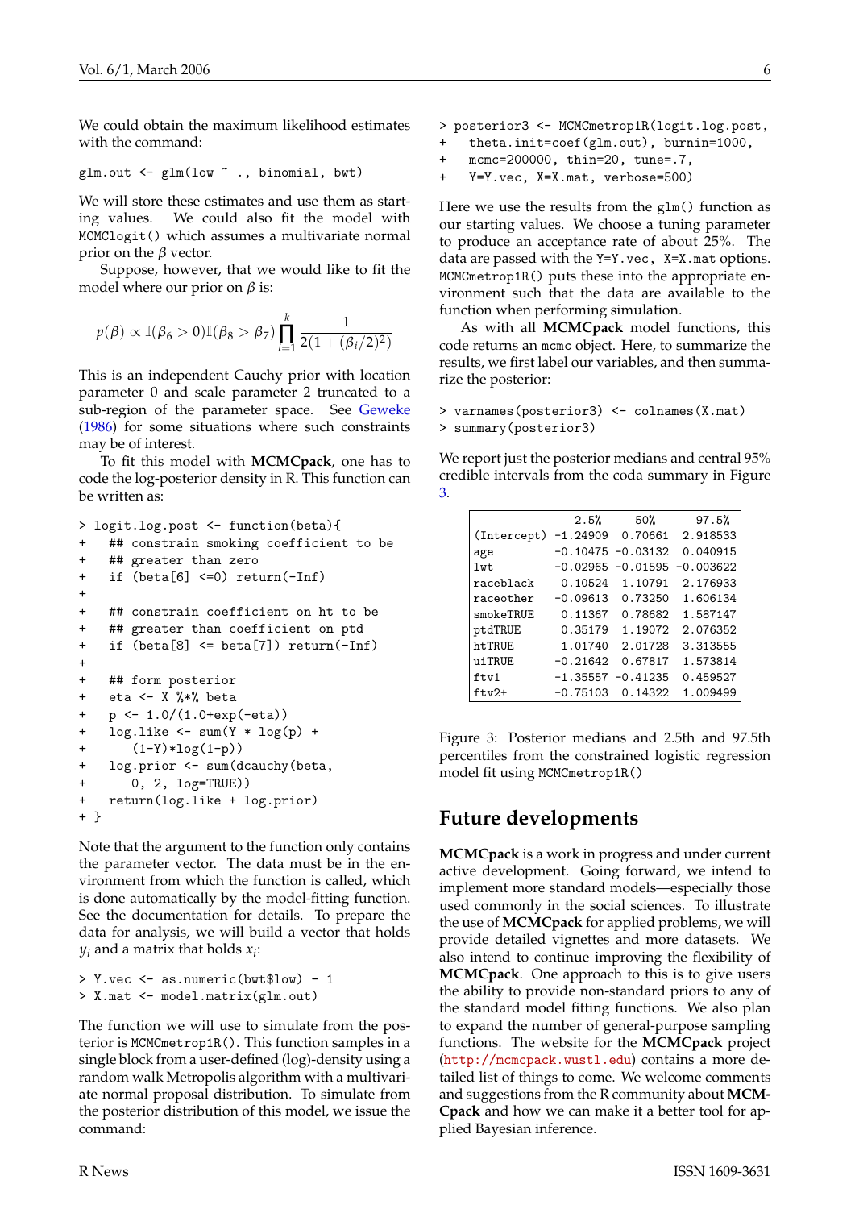We could obtain the maximum likelihood estimates with the command:

```
glm.out <- glm(low ~ ., binomial, bwt)
```

We will store these estimates and use them as starting values. We could also fit the model with `MCMClogit()` which assumes a multivariate normal prior on the $\beta$ vector.

Suppose, however, that we would like to fit the model where our prior on $\beta$ is:

$$p(\beta) \propto \mathbb{I}(\beta_6 > 0)\mathbb{I}(\beta_8 > \beta_7) \prod_{i=1}^{k} \frac{1}{2(1 + (\beta_i/2)^2)}$$

This is an independent Cauchy prior with location parameter 0 and scale parameter 2 truncated to a sub-region of the parameter space. See Geweke (1986) for some situations where such constraints may be of interest.

To fit this model with **MCMCpack**, one has to code the log-posterior density in R. This function can be written as:

```
> logit.log.post <- function(beta){
+   ## constrain smoking coefficient to be
+   ## greater than zero
+   if (beta[6] <=0) return(-Inf)
+
+   ## constrain coefficient on ht to be
+   ## greater than coefficient on ptd
+   if (beta[8] <= beta[7]) return(-Inf)
+
+   ## form posterior
+   eta <- X %*% beta
+   p <- 1.0/(1.0+exp(-eta))
+   log.like <- sum(Y * log(p) +
+       (1-Y)*log(1-p))
+   log.prior <- sum(dcauchy(beta,
+       0, 2, log=TRUE))
+   return(log.like + log.prior)
+ }
```

Note that the argument to the function only contains the parameter vector. The data must be in the environment from which the function is called, which is done automatically by the model-fitting function. See the documentation for details. To prepare the data for analysis, we will build a vector that holds $y_i$ and a matrix that holds $x_i$:

```
> Y.vec <- as.numeric(bwt$low) - 1
> X.mat <- model.matrix(glm.out)
```

The function we will use to simulate from the posterior is `MCMCmetrop1R()`. This function samples in a single block from a user-defined (log)-density using a random walk Metropolis algorithm with a multivariate normal proposal distribution. To simulate from the posterior distribution of this model, we issue the command:

```
> posterior3 <- MCMCmetrop1R(logit.log.post,
+   theta.init=coef(glm.out), burnin=1000,
+   mcmc=200000, thin=20, tune=.7,
+   Y=Y.vec, X=X.mat, verbose=500)
```

Here we use the results from the `glm()` function as our starting values. We choose a tuning parameter to produce an acceptance rate of about 25%. The data are passed with the `Y=Y.vec, X=X.mat` options. `MCMCmetrop1R()` puts these into the appropriate environment such that the data are available to the function when performing simulation.

As with all **MCMCpack** model functions, this code returns an `mcmc` object. Here, to summarize the results, we first label our variables, and then summarize the posterior:

```
> varnames(posterior3) <- colnames(X.mat)
> summary(posterior3)
```

We report just the posterior medians and central 95% credible intervals from the coda summary in Figure 3.

| | 2.5% | 50% | 97.5% |
|---|---|---|---|
| (Intercept) | -1.24909 | 0.70661 | 2.918533 |
| age | -0.10475 | -0.03132 | 0.040915 |
| lwt | -0.02965 | -0.01595 | -0.003622 |
| raceblack | 0.10524 | 1.10791 | 2.176933 |
| raceother | -0.09613 | 0.73250 | 1.606134 |
| smokeTRUE | 0.11367 | 0.78682 | 1.587147 |
| ptdTRUE | 0.35179 | 1.19072 | 2.076352 |
| htTRUE | 1.01740 | 2.01728 | 3.313555 |
| uiTRUE | -0.21642 | 0.67817 | 1.573814 |
| ftv1 | -1.35557 | -0.41235 | 0.459527 |
| ftv2+ | -0.75103 | 0.14322 | 1.009499 |

Figure 3: Posterior medians and 2.5th and 97.5th percentiles from the constrained logistic regression model fit using `MCMCmetrop1R()`

## Future developments

**MCMCpack** is a work in progress and under current active development. Going forward, we intend to implement more standard models—especially those used commonly in the social sciences. To illustrate the use of **MCMCpack** for applied problems, we will provide detailed vignettes and more datasets. We also intend to continue improving the flexibility of **MCMCpack**. One approach to this is to give users the ability to provide non-standard priors to any of the standard model fitting functions. We also plan to expand the number of general-purpose sampling functions. The website for the **MCMCpack** project (`http://mcmcpack.wustl.edu`) contains a more detailed list of things to come. We welcome comments and suggestions from the R community about **MCMCpack** and how we can make it a better tool for applied Bayesian inference.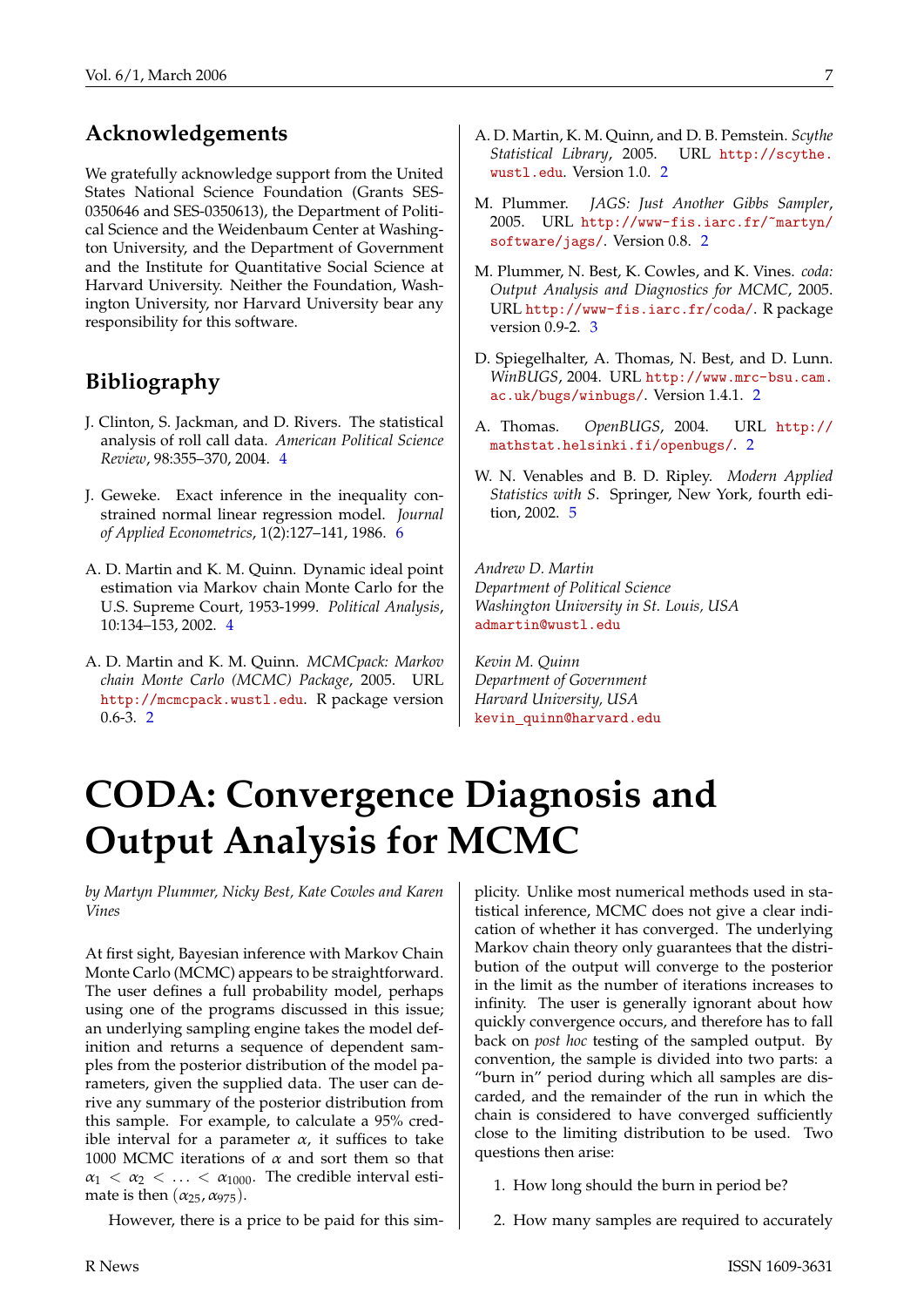## Acknowledgements

We gratefully acknowledge support from the United States National Science Foundation (Grants SES-0350646 and SES-0350613), the Department of Political Science and the Weidenbaum Center at Washington University, and the Department of Government and the Institute for Quantitative Social Science at Harvard University. Neither the Foundation, Washington University, nor Harvard University bear any responsibility for this software.

## Bibliography

J. Clinton, S. Jackman, and D. Rivers. The statistical analysis of roll call data. *American Political Science Review*, 98:355–370, 2004. 4

J. Geweke. Exact inference in the inequality constrained normal linear regression model. *Journal of Applied Econometrics*, 1(2):127–141, 1986. 6

A. D. Martin and K. M. Quinn. Dynamic ideal point estimation via Markov chain Monte Carlo for the U.S. Supreme Court, 1953-1999. *Political Analysis*, 10:134–153, 2002. 4

A. D. Martin and K. M. Quinn. *MCMCpack: Markov chain Monte Carlo (MCMC) Package*, 2005. URL http://mcmcpack.wustl.edu. R package version 0.6-3. 2

A. D. Martin, K. M. Quinn, and D. B. Pemstein. *Scythe Statistical Library*, 2005. URL http://scythe.wustl.edu. Version 1.0. 2

M. Plummer. *JAGS: Just Another Gibbs Sampler*, 2005. URL http://www-fis.iarc.fr/~martyn/software/jags/. Version 0.8. 2

M. Plummer, N. Best, K. Cowles, and K. Vines. *coda: Output Analysis and Diagnostics for MCMC*, 2005. URL http://www-fis.iarc.fr/coda/. R package version 0.9-2. 3

D. Spiegelhalter, A. Thomas, N. Best, and D. Lunn. *WinBUGS*, 2004. URL http://www.mrc-bsu.cam.ac.uk/bugs/winbugs/. Version 1.4.1. 2

A. Thomas. *OpenBUGS*, 2004. URL http://mathstat.helsinki.fi/openbugs/. 2

W. N. Venables and B. D. Ripley. *Modern Applied Statistics with S*. Springer, New York, fourth edition, 2002. 5

*Andrew D. Martin*
*Department of Political Science*
*Washington University in St. Louis, USA*
admartin@wustl.edu

*Kevin M. Quinn*
*Department of Government*
*Harvard University, USA*
kevin_quinn@harvard.edu

# CODA: Convergence Diagnosis and Output Analysis for MCMC

*by Martyn Plummer, Nicky Best, Kate Cowles and Karen Vines*

At first sight, Bayesian inference with Markov Chain Monte Carlo (MCMC) appears to be straightforward. The user defines a full probability model, perhaps using one of the programs discussed in this issue; an underlying sampling engine takes the model definition and returns a sequence of dependent samples from the posterior distribution of the model parameters, given the supplied data. The user can derive any summary of the posterior distribution from this sample. For example, to calculate a 95% credible interval for a parameter $\alpha$, it suffices to take 1000 MCMC iterations of $\alpha$ and sort them so that $\alpha_1 < \alpha_2 < \ldots < \alpha_{1000}$. The credible interval estimate is then $(\alpha_{25}, \alpha_{975})$.

However, there is a price to be paid for this simplicity. Unlike most numerical methods used in statistical inference, MCMC does not give a clear indication of whether it has converged. The underlying Markov chain theory only guarantees that the distribution of the output will converge to the posterior in the limit as the number of iterations increases to infinity. The user is generally ignorant about how quickly convergence occurs, and therefore has to fall back on *post hoc* testing of the sampled output. By convention, the sample is divided into two parts: a "burn in" period during which all samples are discarded, and the remainder of the run in which the chain is considered to have converged sufficiently close to the limiting distribution to be used. Two questions then arise:

1. How long should the burn in period be?
2. How many samples are required to accurately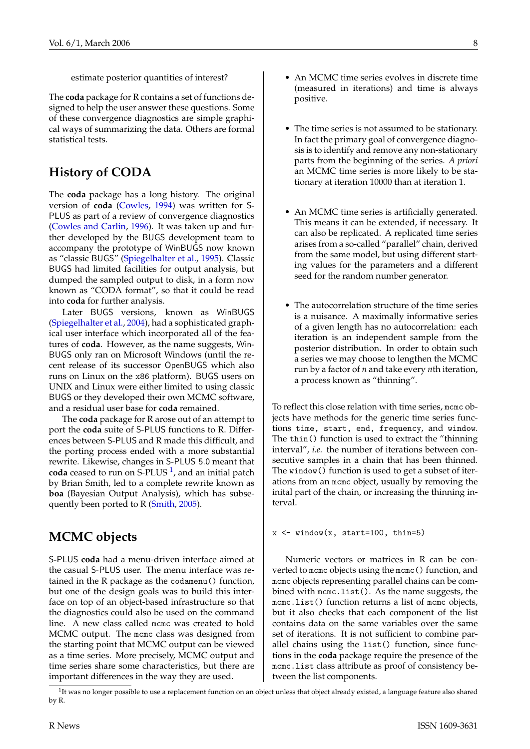estimate posterior quantities of interest?

The **coda** package for R contains a set of functions designed to help the user answer these questions. Some of these convergence diagnostics are simple graphical ways of summarizing the data. Others are formal statistical tests.

## History of CODA

The **coda** package has a long history. The original version of **coda** (Cowles, 1994) was written for S-PLUS as part of a review of convergence diagnostics (Cowles and Carlin, 1996). It was taken up and further developed by the BUGS development team to accompany the prototype of WinBUGS now known as "classic BUGS" (Spiegelhalter et al., 1995). Classic BUGS had limited facilities for output analysis, but dumped the sampled output to disk, in a form now known as "CODA format", so that it could be read into **coda** for further analysis.

Later BUGS versions, known as WinBUGS (Spiegelhalter et al., 2004), had a sophisticated graphical user interface which incorporated all of the features of **coda**. However, as the name suggests, WinBUGS only ran on Microsoft Windows (until the recent release of its successor OpenBUGS which also runs on Linux on the x86 platform). BUGS users on UNIX and Linux were either limited to using classic BUGS or they developed their own MCMC software, and a residual user base for **coda** remained.

The **coda** package for R arose out of an attempt to port the **coda** suite of S-PLUS functions to R. Differences between S-PLUS and R made this difficult, and the porting process ended with a more substantial rewrite. Likewise, changes in S-PLUS 5.0 meant that **coda** ceased to run on S-PLUS [1], and an initial patch by Brian Smith, led to a complete rewrite known as **boa** (Bayesian Output Analysis), which has subsequently been ported to R (Smith, 2005).

## MCMC objects

S-PLUS **coda** had a menu-driven interface aimed at the casual S-PLUS user. The menu interface was retained in the R package as the `codamenu()` function, but one of the design goals was to build this interface on top of an object-based infrastructure so that the diagnostics could also be used on the command line. A new class called `mcmc` was created to hold MCMC output. The `mcmc` class was designed from the starting point that MCMC output can be viewed as a time series. More precisely, MCMC output and time series share some characteristics, but there are important differences in the way they are used.

- An MCMC time series evolves in discrete time (measured in iterations) and time is always positive.
- The time series is not assumed to be stationary. In fact the primary goal of convergence diagnosis is to identify and remove any non-stationary parts from the beginning of the series. *A priori* an MCMC time series is more likely to be stationary at iteration 10000 than at iteration 1.
- An MCMC time series is artificially generated. This means it can be extended, if necessary. It can also be replicated. A replicated time series arises from a so-called "parallel" chain, derived from the same model, but using different starting values for the parameters and a different seed for the random number generator.
- The autocorrelation structure of the time series is a nuisance. A maximally informative series of a given length has no autocorrelation: each iteration is an independent sample from the posterior distribution. In order to obtain such a series we may choose to lengthen the MCMC run by a factor of $n$ and take every $n$th iteration, a process known as "thinning".

To reflect this close relation with time series, `mcmc` objects have methods for the generic time series functions `time`, `start`, `end`, `frequency`, and `window`. The `thin()` function is used to extract the "thinning interval", *i.e.* the number of iterations between consecutive samples in a chain that has been thinned. The `window()` function is used to get a subset of iterations from an `mcmc` object, usually by removing the inital part of the chain, or increasing the thinning interval.

```
x <- window(x, start=100, thin=5)
```

Numeric vectors or matrices in R can be converted to `mcmc` objects using the `mcmc()` function, and `mcmc` objects representing parallel chains can be combined with `mcmc.list()`. As the name suggests, the `mcmc.list()` function returns a list of `mcmc` objects, but it also checks that each component of the list contains data on the same variables over the same set of iterations. It is not sufficient to combine parallel chains using the `list()` function, since functions in the **coda** package require the presence of the `mcmc.list` class attribute as proof of consistency between the list components.

[1] It was no longer possible to use a replacement function on an object unless that object already existed, a language feature also shared by R.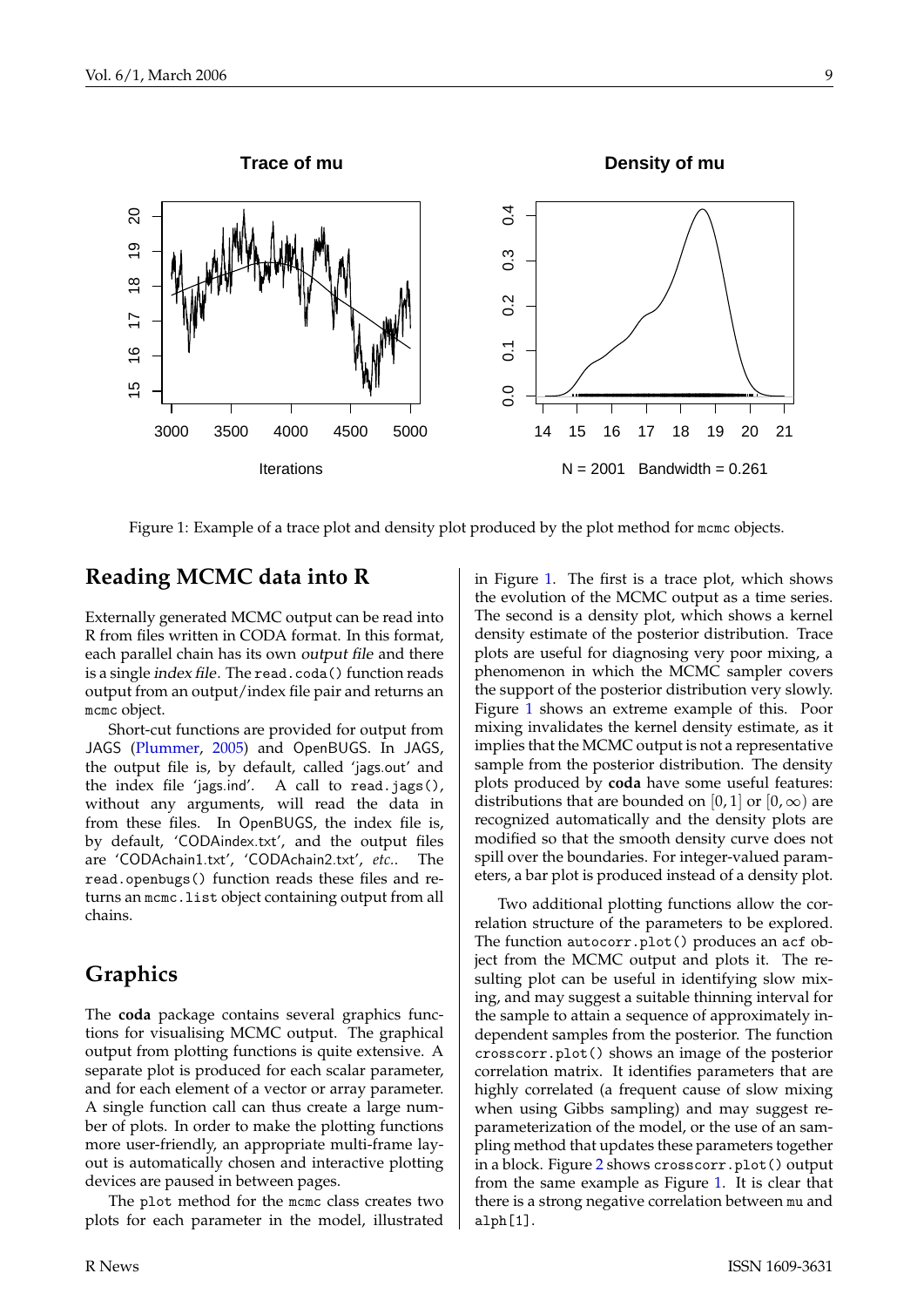Figure 1: Example of a trace plot and density plot produced by the plot method for mcmc objects.

## Reading MCMC data into R

Externally generated MCMC output can be read into R from files written in CODA format. In this format, each parallel chain has its own *output file* and there is a single *index file*. The `read.coda()` function reads output from an output/index file pair and returns an `mcmc` object.

Short-cut functions are provided for output from JAGS (Plummer, 2005) and OpenBUGS. In JAGS, the output file is, by default, called 'jags.out' and the index file 'jags.ind'. A call to `read.jags()`, without any arguments, will read the data in from these files. In OpenBUGS, the index file is, by default, 'CODAindex.txt', and the output files are 'CODAchain1.txt', 'CODAchain2.txt', *etc.*. The `read.openbugs()` function reads these files and returns an `mcmc.list` object containing output from all chains.

## Graphics

The **coda** package contains several graphics functions for visualising MCMC output. The graphical output from plotting functions is quite extensive. A separate plot is produced for each scalar parameter, and for each element of a vector or array parameter. A single function call can thus create a large number of plots. In order to make the plotting functions more user-friendly, an appropriate multi-frame layout is automatically chosen and interactive plotting devices are paused in between pages.

The `plot` method for the `mcmc` class creates two plots for each parameter in the model, illustrated in Figure 1. The first is a trace plot, which shows the evolution of the MCMC output as a time series. The second is a density plot, which shows a kernel density estimate of the posterior distribution. Trace plots are useful for diagnosing very poor mixing, a phenomenon in which the MCMC sampler covers the support of the posterior distribution very slowly. Figure 1 shows an extreme example of this. Poor mixing invalidates the kernel density estimate, as it implies that the MCMC output is not a representative sample from the posterior distribution. The density plots produced by **coda** have some useful features: distributions that are bounded on $[0, 1]$ or $[0, \infty)$ are recognized automatically and the density plots are modified so that the smooth density curve does not spill over the boundaries. For integer-valued parameters, a bar plot is produced instead of a density plot.

Two additional plotting functions allow the correlation structure of the parameters to be explored. The function `autocorr.plot()` produces an `acf` object from the MCMC output and plots it. The resulting plot can be useful in identifying slow mixing, and may suggest a suitable thinning interval for the sample to attain a sequence of approximately independent samples from the posterior. The function `crosscorr.plot()` shows an image of the posterior correlation matrix. It identifies parameters that are highly correlated (a frequent cause of slow mixing when using Gibbs sampling) and may suggest re-parameterization of the model, or the use of an sampling method that updates these parameters together in a block. Figure 2 shows `crosscorr.plot()` output from the same example as Figure 1. It is clear that there is a strong negative correlation between `mu` and `alph[1]`.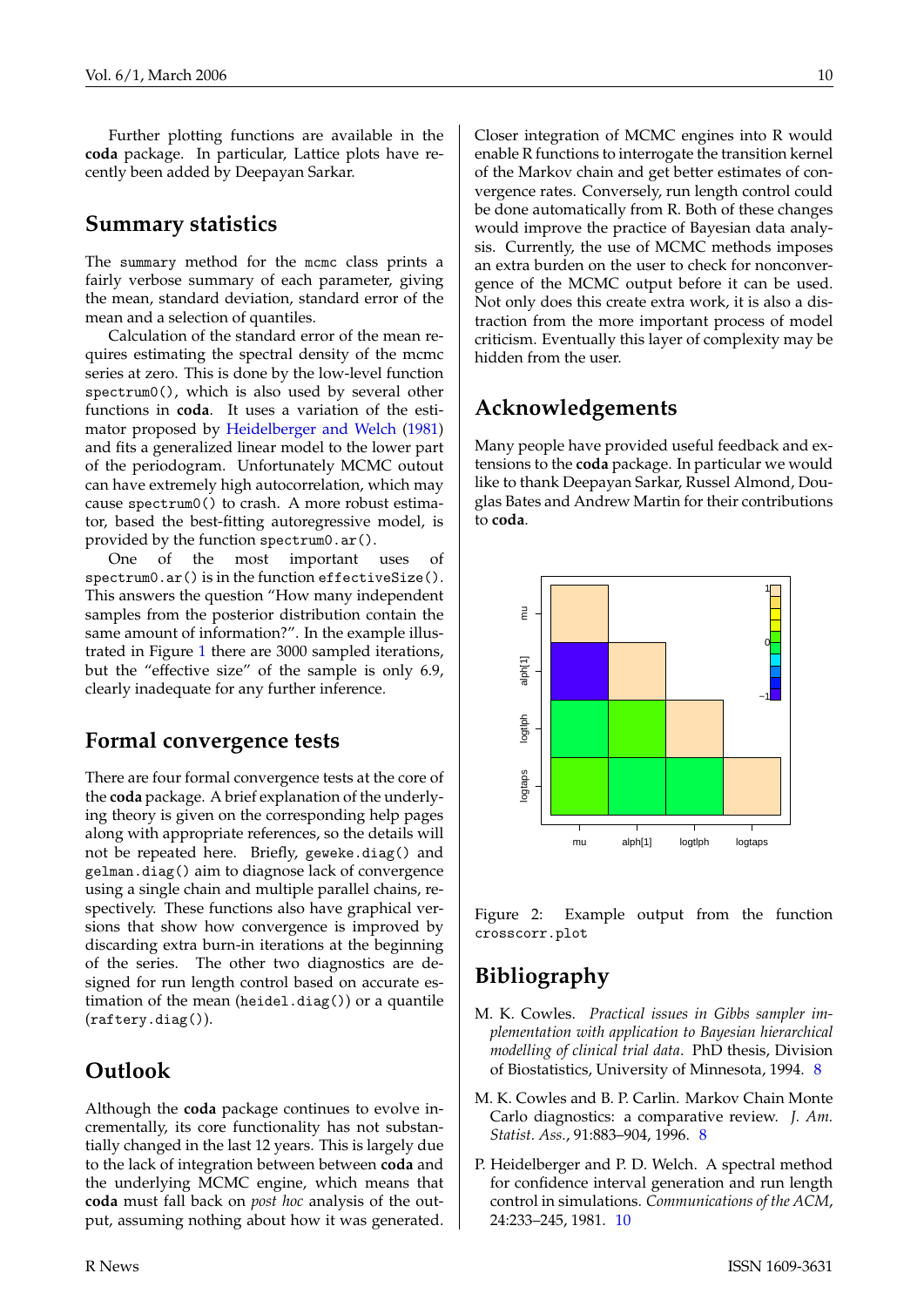Further plotting functions are available in the **coda** package. In particular, Lattice plots have recently been added by Deepayan Sarkar.

## Summary statistics

The `summary` method for the `mcmc` class prints a fairly verbose summary of each parameter, giving the mean, standard deviation, standard error of the mean and a selection of quantiles.

Calculation of the standard error of the mean requires estimating the spectral density of the mcmc series at zero. This is done by the low-level function `spectrum0()`, which is also used by several other functions in **coda**. It uses a variation of the estimator proposed by Heidelberger and Welch (1981) and fits a generalized linear model to the lower part of the periodogram. Unfortunately MCMC outout can have extremely high autocorrelation, which may cause `spectrum0()` to crash. A more robust estimator, based the best-fitting autoregressive model, is provided by the function `spectrum0.ar()`.

One of the most important uses of `spectrum0.ar()` is in the function `effectiveSize()`. This answers the question "How many independent samples from the posterior distribution contain the same amount of information?". In the example illustrated in Figure 1 there are 3000 sampled iterations, but the "effective size" of the sample is only 6.9, clearly inadequate for any further inference.

## Formal convergence tests

There are four formal convergence tests at the core of the **coda** package. A brief explanation of the underlying theory is given on the corresponding help pages along with appropriate references, so the details will not be repeated here. Briefly, `geweke.diag()` and `gelman.diag()` aim to diagnose lack of convergence using a single chain and multiple parallel chains, respectively. These functions also have graphical versions that show how convergence is improved by discarding extra burn-in iterations at the beginning of the series. The other two diagnostics are designed for run length control based on accurate estimation of the mean (`heidel.diag()`) or a quantile (`raftery.diag()`).

## Outlook

Although the **coda** package continues to evolve incrementally, its core functionality has not substantially changed in the last 12 years. This is largely due to the lack of integration between between **coda** and the underlying MCMC engine, which means that **coda** must fall back on *post hoc* analysis of the output, assuming nothing about how it was generated. Closer integration of MCMC engines into R would enable R functions to interrogate the transition kernel of the Markov chain and get better estimates of convergence rates. Conversely, run length control could be done automatically from R. Both of these changes would improve the practice of Bayesian data analysis. Currently, the use of MCMC methods imposes an extra burden on the user to check for nonconvergence of the MCMC output before it can be used. Not only does this create extra work, it is also a distraction from the more important process of model criticism. Eventually this layer of complexity may be hidden from the user.

## Acknowledgements

Many people have provided useful feedback and extensions to the **coda** package. In particular we would like to thank Deepayan Sarkar, Russel Almond, Douglas Bates and Andrew Martin for their contributions to **coda**.

Figure 2: Example output from the function `crosscorr.plot`

## Bibliography

M. K. Cowles. *Practical issues in Gibbs sampler implementation with application to Bayesian hierarchical modelling of clinical trial data*. PhD thesis, Division of Biostatistics, University of Minnesota, 1994. 8

M. K. Cowles and B. P. Carlin. Markov Chain Monte Carlo diagnostics: a comparative review. *J. Am. Statist. Ass.*, 91:883–904, 1996. 8

P. Heidelberger and P. D. Welch. A spectral method for confidence interval generation and run length control in simulations. *Communications of the ACM*, 24:233–245, 1981. 10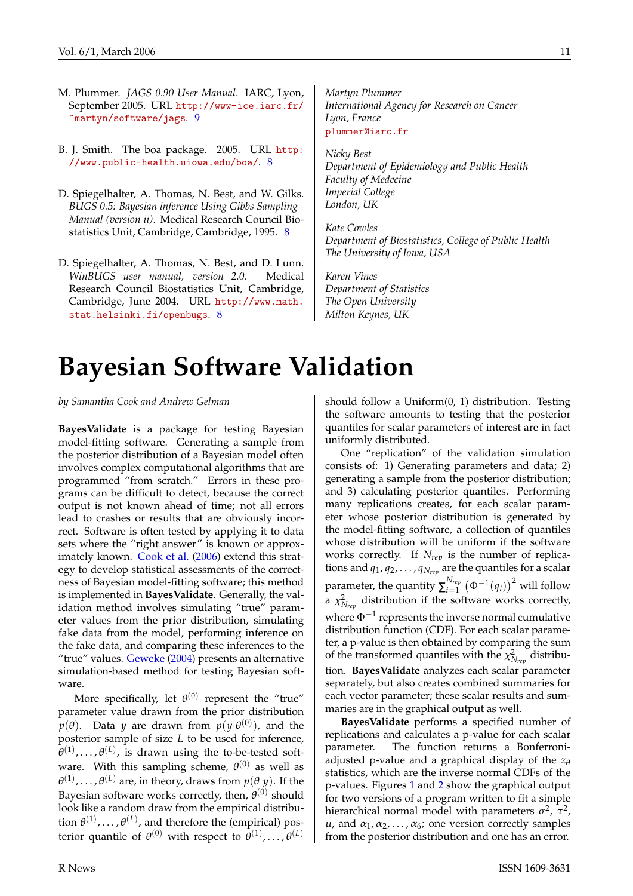M. Plummer. *JAGS 0.90 User Manual*. IARC, Lyon, September 2005. URL http://www-ice.iarc.fr/~martyn/software/jags. 9

B. J. Smith. The boa package. 2005. URL http://www.public-health.uiowa.edu/boa/. 8

D. Spiegelhalter, A. Thomas, N. Best, and W. Gilks. *BUGS 0.5: Bayesian inference Using Gibbs Sampling - Manual (version ii)*. Medical Research Council Biostatistics Unit, Cambridge, Cambridge, 1995. 8

D. Spiegelhalter, A. Thomas, N. Best, and D. Lunn. *WinBUGS user manual, version 2.0*. Medical Research Council Biostatistics Unit, Cambridge, Cambridge, June 2004. URL http://www.math.stat.helsinki.fi/openbugs. 8

*Martyn Plummer*
*International Agency for Research on Cancer*
*Lyon, France*
plummer@iarc.fr

*Nicky Best*
*Department of Epidemiology and Public Health*
*Faculty of Medecine*
*Imperial College*
*London, UK*

*Kate Cowles*
*Department of Biostatistics, College of Public Health*
*The University of Iowa, USA*

*Karen Vines*
*Department of Statistics*
*The Open University*
*Milton Keynes, UK*

# Bayesian Software Validation

*by Samantha Cook and Andrew Gelman*

**BayesValidate** is a package for testing Bayesian model-fitting software. Generating a sample from the posterior distribution of a Bayesian model often involves complex computational algorithms that are programmed "from scratch." Errors in these programs can be difficult to detect, because the correct output is not known ahead of time; not all errors lead to crashes or results that are obviously incorrect. Software is often tested by applying it to data sets where the "right answer" is known or approximately known. Cook et al. (2006) extend this strategy to develop statistical assessments of the correctness of Bayesian model-fitting software; this method is implemented in **BayesValidate**. Generally, the validation method involves simulating "true" parameter values from the prior distribution, simulating fake data from the model, performing inference on the fake data, and comparing these inferences to the "true" values. Geweke (2004) presents an alternative simulation-based method for testing Bayesian software.

More specifically, let $\theta^{(0)}$ represent the "true" parameter value drawn from the prior distribution $p(\theta)$. Data $y$ are drawn from $p(y|\theta^{(0)})$, and the posterior sample of size $L$ to be used for inference, $\theta^{(1)}, \ldots, \theta^{(L)}$, is drawn using the to-be-tested software. With this sampling scheme, $\theta^{(0)}$ as well as $\theta^{(1)}, \ldots, \theta^{(L)}$ are, in theory, draws from $p(\theta|y)$. If the Bayesian software works correctly, then, $\theta^{(0)}$ should look like a random draw from the empirical distribution $\theta^{(1)}, \ldots, \theta^{(L)}$, and therefore the (empirical) posterior quantile of $\theta^{(0)}$ with respect to $\theta^{(1)}, \ldots, \theta^{(L)}$ should follow a Uniform(0, 1) distribution. Testing the software amounts to testing that the posterior quantiles for scalar parameters of interest are in fact uniformly distributed.

One "replication" of the validation simulation consists of: 1) Generating parameters and data; 2) generating a sample from the posterior distribution; and 3) calculating posterior quantiles. Performing many replications creates, for each scalar parameter whose posterior distribution is generated by the model-fitting software, a collection of quantiles whose distribution will be uniform if the software works correctly. If $N_{rep}$ is the number of replications and $q_1, q_2, \ldots, q_{N_{rep}}$ are the quantiles for a scalar parameter, the quantity $\sum_{i=1}^{N_{rep}} \left(\Phi^{-1}(q_i)\right)^2$ will follow a $\chi^2_{N_{rep}}$ distribution if the software works correctly, where $\Phi^{-1}$ represents the inverse normal cumulative distribution function (CDF). For each scalar parameter, a p-value is then obtained by comparing the sum of the transformed quantiles with the $\chi^2_{N_{rep}}$ distribution. **BayesValidate** analyzes each scalar parameter separately, but also creates combined summaries for each vector parameter; these scalar results and summaries are in the graphical output as well.

**BayesValidate** performs a specified number of replications and calculates a p-value for each scalar parameter. The function returns a Bonferroni-adjusted p-value and a graphical display of the $z_\theta$ statistics, which are the inverse normal CDFs of the p-values. Figures 1 and 2 show the graphical output for two versions of a program written to fit a simple hierarchical normal model with parameters $\sigma^2$, $\tau^2$, $\mu$, and $\alpha_1, \alpha_2, \ldots, \alpha_6$; one version correctly samples from the posterior distribution and one has an error.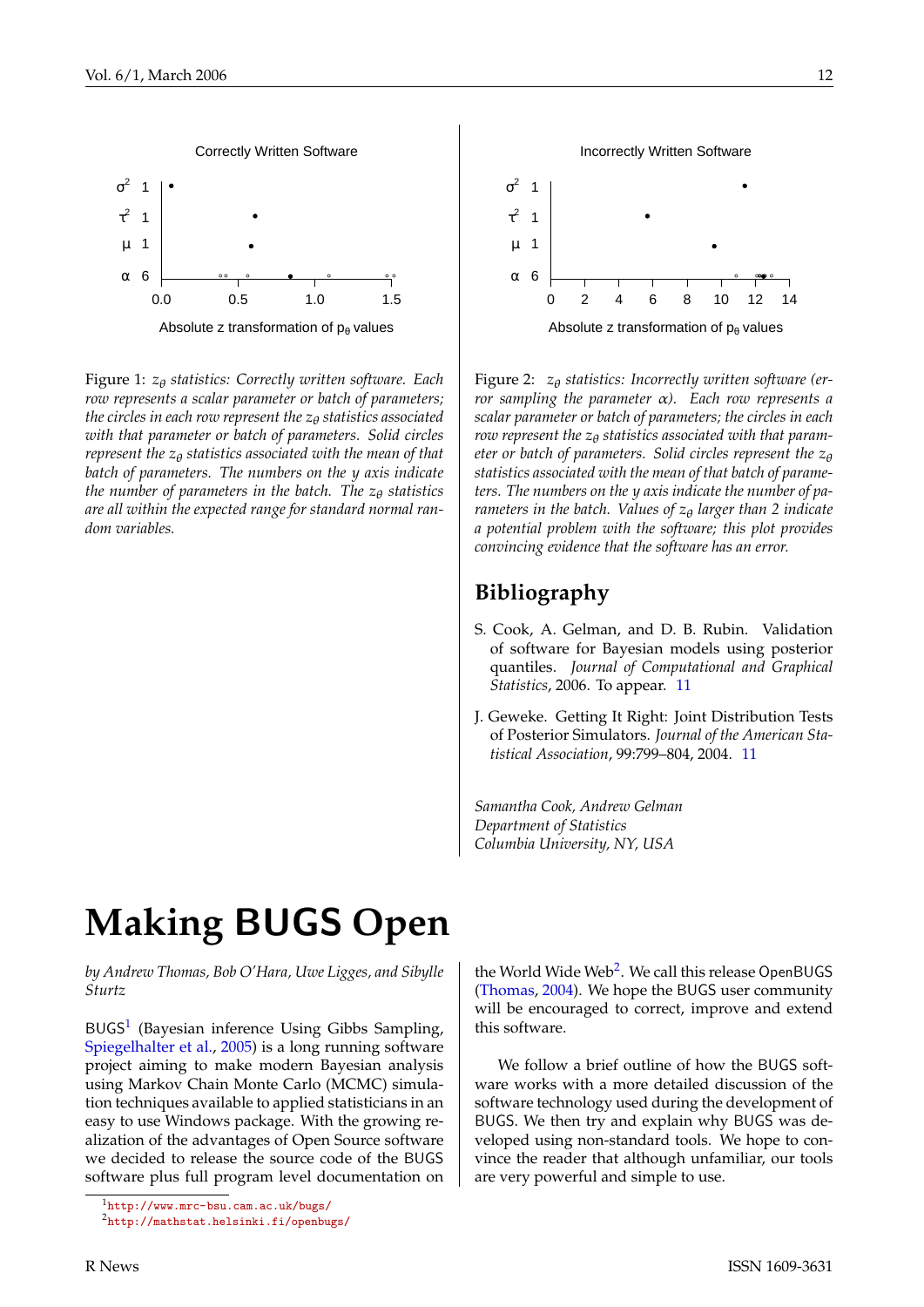Figure 1: $z_\theta$ *statistics: Correctly written software. Each row represents a scalar parameter or batch of parameters; the circles in each row represent the* $z_\theta$ *statistics associated with that parameter or batch of parameters. Solid circles represent the* $z_\theta$ *statistics associated with the mean of that batch of parameters. The numbers on the y axis indicate the number of parameters in the batch. The* $z_\theta$ *statistics are all within the expected range for standard normal random variables.*

Figure 2: $z_\theta$ *statistics: Incorrectly written software (error sampling the parameter* $\alpha$*). Each row represents a scalar parameter or batch of parameters; the circles in each row represent the* $z_\theta$ *statistics associated with that parameter or batch of parameters. Solid circles represent the* $z_\theta$ *statistics associated with the mean of that batch of parameters. The numbers on the y axis indicate the number of parameters in the batch. Values of* $z_\theta$ *larger than 2 indicate a potential problem with the software; this plot provides convincing evidence that the software has an error.*

## Bibliography

S. Cook, A. Gelman, and D. B. Rubin. Validation of software for Bayesian models using posterior quantiles. *Journal of Computational and Graphical Statistics*, 2006. To appear. 11

J. Geweke. Getting It Right: Joint Distribution Tests of Posterior Simulators. *Journal of the American Statistical Association*, 99:799–804, 2004. 11

*Samantha Cook, Andrew Gelman*
*Department of Statistics*
*Columbia University, NY, USA*

# Making BUGS Open

*by Andrew Thomas, Bob O'Hara, Uwe Ligges, and Sibylle Sturtz*

BUGS[1] (Bayesian inference Using Gibbs Sampling, Spiegelhalter et al., 2005) is a long running software project aiming to make modern Bayesian analysis using Markov Chain Monte Carlo (MCMC) simulation techniques available to applied statisticians in an easy to use Windows package. With the growing realization of the advantages of Open Source software we decided to release the source code of the BUGS software plus full program level documentation on the World Wide Web[2]. We call this release OpenBUGS (Thomas, 2004). We hope the BUGS user community will be encouraged to correct, improve and extend this software.

We follow a brief outline of how the BUGS software works with a more detailed discussion of the software technology used during the development of BUGS. We then try and explain why BUGS was developed using non-standard tools. We hope to convince the reader that although unfamiliar, our tools are very powerful and simple to use.

[1] http://www.mrc-bsu.cam.ac.uk/bugs/
[2] http://mathstat.helsinki.fi/openbugs/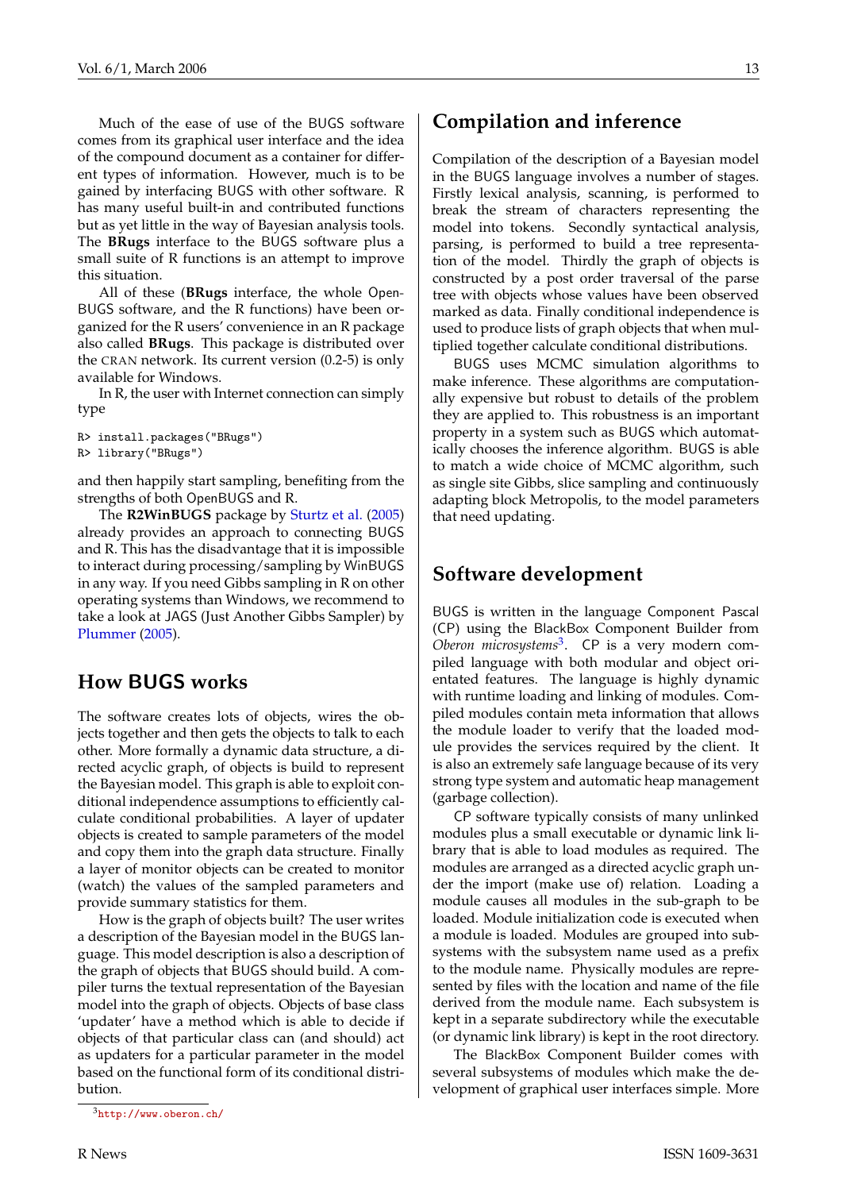Much of the ease of use of the BUGS software comes from its graphical user interface and the idea of the compound document as a container for different types of information. However, much is to be gained by interfacing BUGS with other software. R has many useful built-in and contributed functions but as yet little in the way of Bayesian analysis tools. The **BRugs** interface to the BUGS software plus a small suite of R functions is an attempt to improve this situation.

All of these (**BRugs** interface, the whole OpenBUGS software, and the R functions) have been organized for the R users' convenience in an R package also called **BRugs**. This package is distributed over the CRAN network. Its current version (0.2-5) is only available for Windows.

In R, the user with Internet connection can simply type

```
R> install.packages("BRugs")
R> library("BRugs")
```

and then happily start sampling, benefiting from the strengths of both OpenBUGS and R.

The **R2WinBUGS** package by Sturtz et al. (2005) already provides an approach to connecting BUGS and R. This has the disadvantage that it is impossible to interact during processing/sampling by WinBUGS in any way. If you need Gibbs sampling in R on other operating systems than Windows, we recommend to take a look at JAGS (Just Another Gibbs Sampler) by Plummer (2005).

## How BUGS works

The software creates lots of objects, wires the objects together and then gets the objects to talk to each other. More formally a dynamic data structure, a directed acyclic graph, of objects is build to represent the Bayesian model. This graph is able to exploit conditional independence assumptions to efficiently calculate conditional probabilities. A layer of updater objects is created to sample parameters of the model and copy them into the graph data structure. Finally a layer of monitor objects can be created to monitor (watch) the values of the sampled parameters and provide summary statistics for them.

How is the graph of objects built? The user writes a description of the Bayesian model in the BUGS language. This model description is also a description of the graph of objects that BUGS should build. A compiler turns the textual representation of the Bayesian model into the graph of objects. Objects of base class 'updater' have a method which is able to decide if objects of that particular class can (and should) act as updaters for a particular parameter in the model based on the functional form of its conditional distribution.

## Compilation and inference

Compilation of the description of a Bayesian model in the BUGS language involves a number of stages. Firstly lexical analysis, scanning, is performed to break the stream of characters representing the model into tokens. Secondly syntactical analysis, parsing, is performed to build a tree representation of the model. Thirdly the graph of objects is constructed by a post order traversal of the parse tree with objects whose values have been observed marked as data. Finally conditional independence is used to produce lists of graph objects that when multiplied together calculate conditional distributions.

BUGS uses MCMC simulation algorithms to make inference. These algorithms are computationally expensive but robust to details of the problem they are applied to. This robustness is an important property in a system such as BUGS which automatically chooses the inference algorithm. BUGS is able to match a wide choice of MCMC algorithm, such as single site Gibbs, slice sampling and continuously adapting block Metropolis, to the model parameters that need updating.

## Software development

BUGS is written in the language Component Pascal (CP) using the BlackBox Component Builder from *Oberon microsystems*[3]. CP is a very modern compiled language with both modular and object orientated features. The language is highly dynamic with runtime loading and linking of modules. Compiled modules contain meta information that allows the module loader to verify that the loaded module provides the services required by the client. It is also an extremely safe language because of its very strong type system and automatic heap management (garbage collection).

CP software typically consists of many unlinked modules plus a small executable or dynamic link library that is able to load modules as required. The modules are arranged as a directed acyclic graph under the import (make use of) relation. Loading a module causes all modules in the sub-graph to be loaded. Module initialization code is executed when a module is loaded. Modules are grouped into subsystems with the subsystem name used as a prefix to the module name. Physically modules are represented by files with the location and name of the file derived from the module name. Each subsystem is kept in a separate subdirectory while the executable (or dynamic link library) is kept in the root directory.

The BlackBox Component Builder comes with several subsystems of modules which make the development of graphical user interfaces simple. More

[3] http://www.oberon.ch/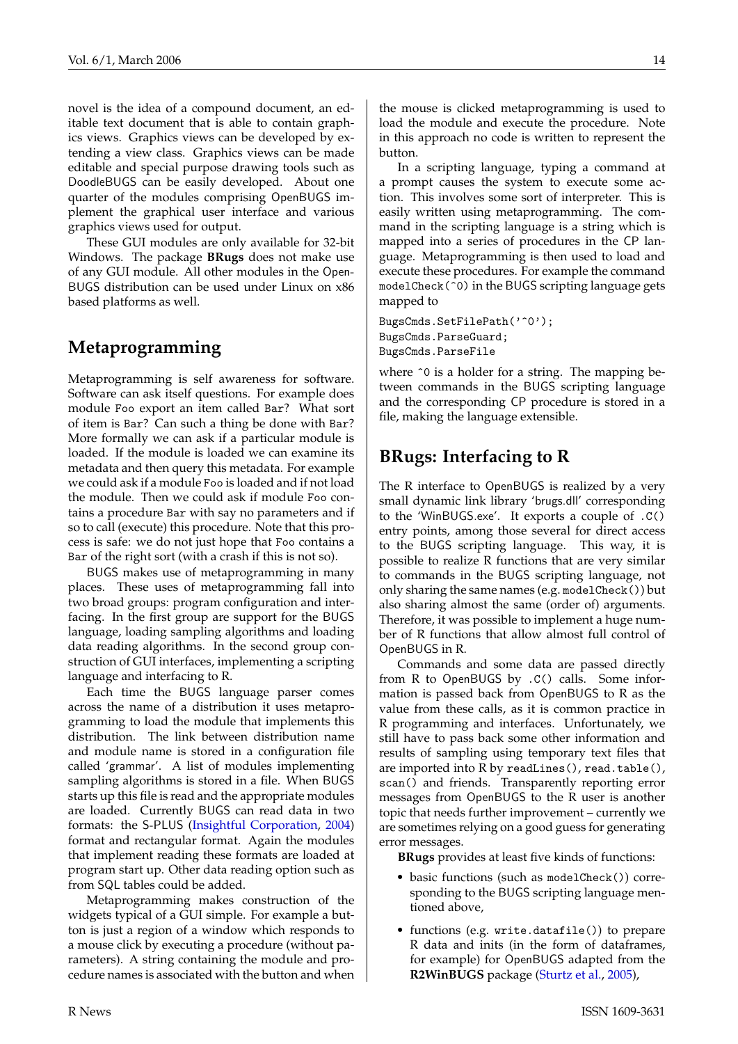novel is the idea of a compound document, an editable text document that is able to contain graphics views. Graphics views can be developed by extending a view class. Graphics views can be made editable and special purpose drawing tools such as DoodleBUGS can be easily developed. About one quarter of the modules comprising OpenBUGS implement the graphical user interface and various graphics views used for output.

These GUI modules are only available for 32-bit Windows. The package **BRugs** does not make use of any GUI module. All other modules in the OpenBUGS distribution can be used under Linux on x86 based platforms as well.

## Metaprogramming

Metaprogramming is self awareness for software. Software can ask itself questions. For example does module Foo export an item called Bar? What sort of item is Bar? Can such a thing be done with Bar? More formally we can ask if a particular module is loaded. If the module is loaded we can examine its metadata and then query this metadata. For example we could ask if a module Foo is loaded and if not load the module. Then we could ask if module Foo contains a procedure Bar with say no parameters and if so to call (execute) this procedure. Note that this process is safe: we do not just hope that Foo contains a Bar of the right sort (with a crash if this is not so).

BUGS makes use of metaprogramming in many places. These uses of metaprogramming fall into two broad groups: program configuration and interfacing. In the first group are support for the BUGS language, loading sampling algorithms and loading data reading algorithms. In the second group construction of GUI interfaces, implementing a scripting language and interfacing to R.

Each time the BUGS language parser comes across the name of a distribution it uses metaprogramming to load the module that implements this distribution. The link between distribution name and module name is stored in a configuration file called 'grammar'. A list of modules implementing sampling algorithms is stored in a file. When BUGS starts up this file is read and the appropriate modules are loaded. Currently BUGS can read data in two formats: the S-PLUS (Insightful Corporation, 2004) format and rectangular format. Again the modules that implement reading these formats are loaded at program start up. Other data reading option such as from SQL tables could be added.

Metaprogramming makes construction of the widgets typical of a GUI simple. For example a button is just a region of a window which responds to a mouse click by executing a procedure (without parameters). A string containing the module and procedure names is associated with the button and when the mouse is clicked metaprogramming is used to load the module and execute the procedure. Note in this approach no code is written to represent the button.

In a scripting language, typing a command at a prompt causes the system to execute some action. This involves some sort of interpreter. This is easily written using metaprogramming. The command in the scripting language is a string which is mapped into a series of procedures in the CP language. Metaprogramming is then used to load and execute these procedures. For example the command modelCheck(^0) in the BUGS scripting language gets mapped to

```
BugsCmds.SetFilePath('^0');
BugsCmds.ParseGuard;
BugsCmds.ParseFile
```

where ^0 is a holder for a string. The mapping between commands in the BUGS scripting language and the corresponding CP procedure is stored in a file, making the language extensible.

## BRugs: Interfacing to R

The R interface to OpenBUGS is realized by a very small dynamic link library 'brugs.dll' corresponding to the 'WinBUGS.exe'. It exports a couple of .C() entry points, among those several for direct access to the BUGS scripting language. This way, it is possible to realize R functions that are very similar to commands in the BUGS scripting language, not only sharing the same names (e.g. modelCheck()) but also sharing almost the same (order of) arguments. Therefore, it was possible to implement a huge number of R functions that allow almost full control of OpenBUGS in R.

Commands and some data are passed directly from R to OpenBUGS by .C() calls. Some information is passed back from OpenBUGS to R as the value from these calls, as it is common practice in R programming and interfaces. Unfortunately, we still have to pass back some other information and results of sampling using temporary text files that are imported into R by readLines(), read.table(), scan() and friends. Transparently reporting error messages from OpenBUGS to the R user is another topic that needs further improvement – currently we are sometimes relying on a good guess for generating error messages.

**BRugs** provides at least five kinds of functions:

- basic functions (such as modelCheck()) corresponding to the BUGS scripting language mentioned above,
- functions (e.g. write.datafile()) to prepare R data and inits (in the form of dataframes, for example) for OpenBUGS adapted from the **R2WinBUGS** package (Sturtz et al., 2005),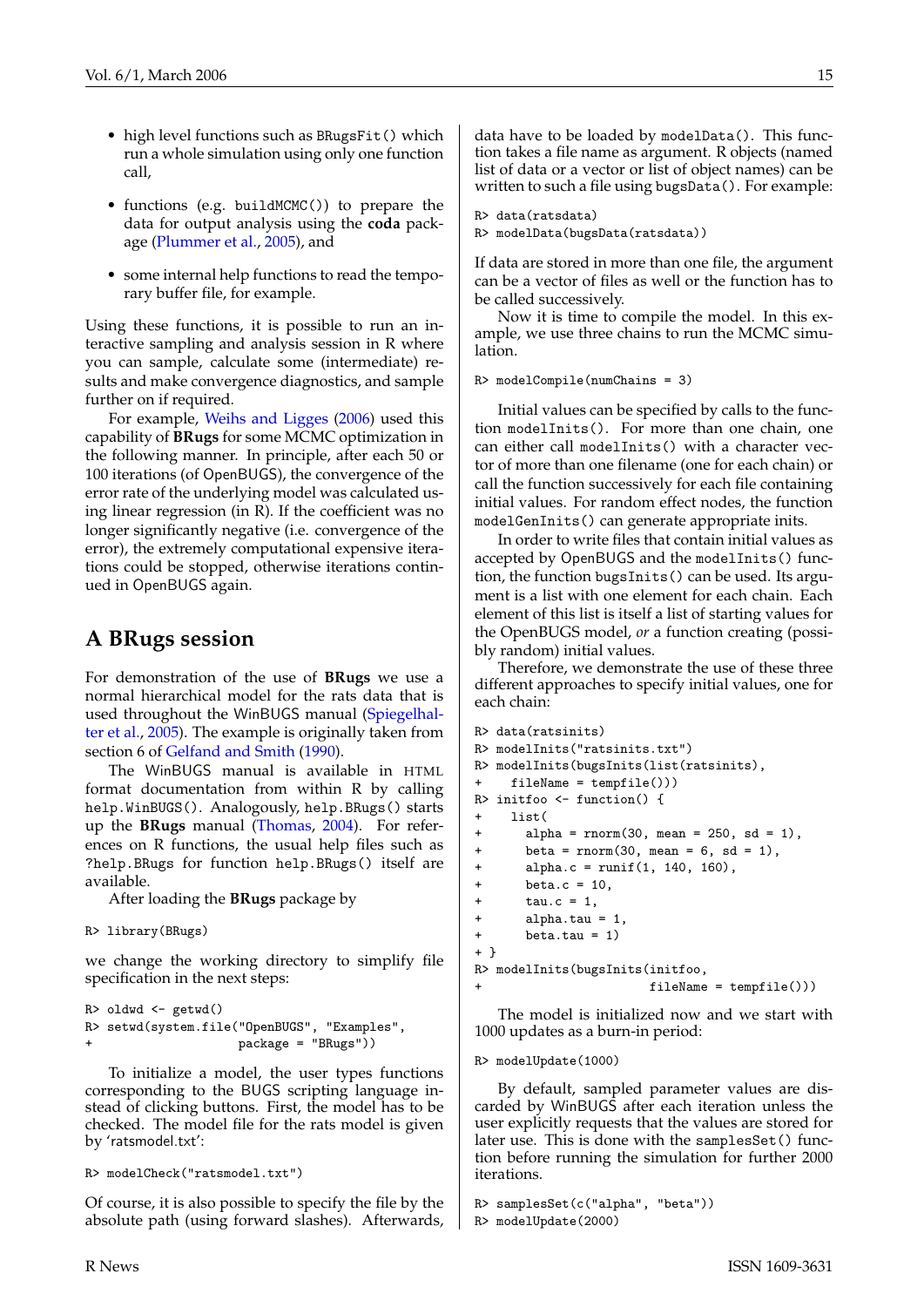- high level functions such as BRugsFit() which run a whole simulation using only one function call,
- functions (e.g. buildMCMC()) to prepare the data for output analysis using the **coda** package (Plummer et al., 2005), and
- some internal help functions to read the temporary buffer file, for example.

Using these functions, it is possible to run an interactive sampling and analysis session in R where you can sample, calculate some (intermediate) results and make convergence diagnostics, and sample further on if required.

For example, Weihs and Ligges (2006) used this capability of **BRugs** for some MCMC optimization in the following manner. In principle, after each 50 or 100 iterations (of OpenBUGS), the convergence of the error rate of the underlying model was calculated using linear regression (in R). If the coefficient was no longer significantly negative (i.e. convergence of the error), the extremely computational expensive iterations could be stopped, otherwise iterations continued in OpenBUGS again.

## A BRugs session

For demonstration of the use of **BRugs** we use a normal hierarchical model for the rats data that is used throughout the WinBUGS manual (Spiegelhalter et al., 2005). The example is originally taken from section 6 of Gelfand and Smith (1990).

The WinBUGS manual is available in HTML format documentation from within R by calling help.WinBUGS(). Analogously, help.BRugs() starts up the **BRugs** manual (Thomas, 2004). For references on R functions, the usual help files such as ?help.BRugs for function help.BRugs() itself are available.

After loading the **BRugs** package by

```
R> library(BRugs)
```

we change the working directory to simplify file specification in the next steps:

```
R> oldwd <- getwd()
R> setwd(system.file("OpenBUGS", "Examples",
+                    package = "BRugs"))
```

To initialize a model, the user types functions corresponding to the BUGS scripting language instead of clicking buttons. First, the model has to be checked. The model file for the rats model is given by 'ratsmodel.txt':

```
R> modelCheck("ratsmodel.txt")
```

Of course, it is also possible to specify the file by the absolute path (using forward slashes). Afterwards, data have to be loaded by modelData(). This function takes a file name as argument. R objects (named list of data or a vector or list of object names) can be written to such a file using bugsData(). For example:

```
R> data(ratsdata)
R> modelData(bugsData(ratsdata))
```

If data are stored in more than one file, the argument can be a vector of files as well or the function has to be called successively.

Now it is time to compile the model. In this example, we use three chains to run the MCMC simulation.

```
R> modelCompile(numChains = 3)
```

Initial values can be specified by calls to the function modelInits(). For more than one chain, one can either call modelInits() with a character vector of more than one filename (one for each chain) or call the function successively for each file containing initial values. For random effect nodes, the function modelGenInits() can generate appropriate inits.

In order to write files that contain initial values as accepted by OpenBUGS and the modelInits() function, the function bugsInits() can be used. Its argument is a list with one element for each chain. Each element of this list is itself a list of starting values for the OpenBUGS model, *or* a function creating (possibly random) initial values.

Therefore, we demonstrate the use of these three different approaches to specify initial values, one for each chain:

```
R> data(ratsinits)
R> modelInits("ratsinits.txt")
R> modelInits(bugsInits(list(ratsinits),
+    fileName = tempfile()))
R> initfoo <- function() {
+    list(
+      alpha = rnorm(30, mean = 250, sd = 1),
+      beta = rnorm(30, mean = 6, sd = 1),
+      alpha.c = runif(1, 140, 160),
+      beta.c = 10,
+      tau.c = 1,
+      alpha.tau = 1,
+      beta.tau = 1)
+ }
R> modelInits(bugsInits(initfoo,
+                       fileName = tempfile()))
```

The model is initialized now and we start with 1000 updates as a burn-in period:

```
R> modelUpdate(1000)
```

By default, sampled parameter values are discarded by WinBUGS after each iteration unless the user explicitly requests that the values are stored for later use. This is done with the samplesSet() function before running the simulation for further 2000 iterations.

```
R> samplesSet(c("alpha", "beta"))
R> modelUpdate(2000)
```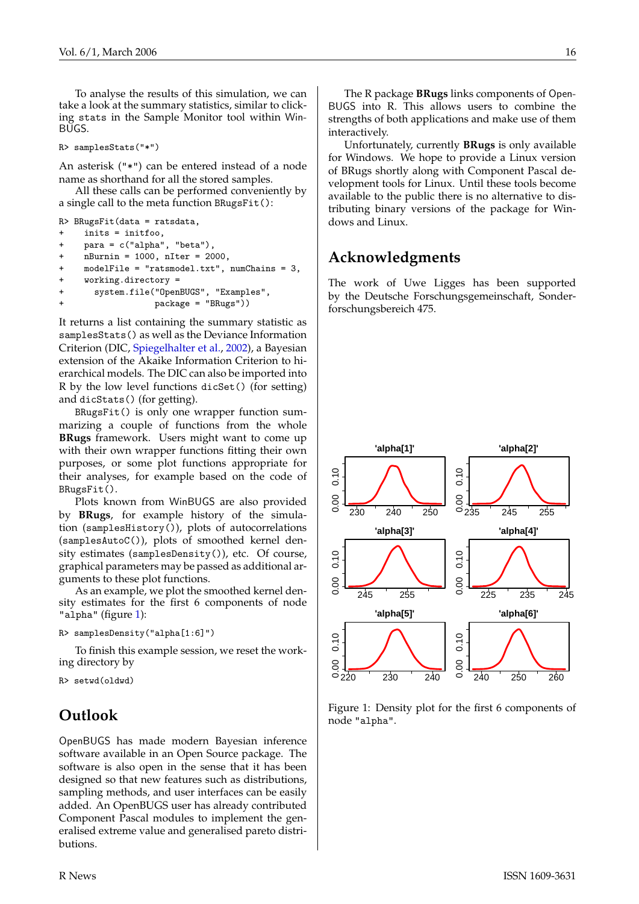To analyse the results of this simulation, we can take a look at the summary statistics, similar to clicking `stats` in the Sample Monitor tool within WinBUGS.

```
R> samplesStats("*")
```

An asterisk (`"*"`) can be entered instead of a node name as shorthand for all the stored samples.

All these calls can be performed conveniently by a single call to the meta function `BRugsFit()`:

```
R> BRugsFit(data = ratsdata,
+     inits = initfoo,
+     para = c("alpha", "beta"),
+     nBurnin = 1000, nIter = 2000,
+     modelFile = "ratsmodel.txt", numChains = 3,
+     working.directory =
+       system.file("OpenBUGS", "Examples",
+                   package = "BRugs"))
```

It returns a list containing the summary statistic as `samplesStats()` as well as the Deviance Information Criterion (DIC, Spiegelhalter et al., 2002), a Bayesian extension of the Akaike Information Criterion to hierarchical models. The DIC can also be imported into R by the low level functions `dicSet()` (for setting) and `dicStats()` (for getting).

`BRugsFit()` is only one wrapper function summarizing a couple of functions from the whole **BRugs** framework. Users might want to come up with their own wrapper functions fitting their own purposes, or some plot functions appropriate for their analyses, for example based on the code of `BRugsFit()`.

Plots known from WinBUGS are also provided by **BRugs**, for example history of the simulation (`samplesHistory()`), plots of autocorrelations (`samplesAutoC()`), plots of smoothed kernel density estimates (`samplesDensity()`), etc. Of course, graphical parameters may be passed as additional arguments to these plot functions.

As an example, we plot the smoothed kernel density estimates for the first 6 components of node `"alpha"` (figure 1):

```
R> samplesDensity("alpha[1:6]")
```

To finish this example session, we reset the working directory by

```
R> setwd(oldwd)
```

## Outlook

OpenBUGS has made modern Bayesian inference software available in an Open Source package. The software is also open in the sense that it has been designed so that new features such as distributions, sampling methods, and user interfaces can be easily added. An OpenBUGS user has already contributed Component Pascal modules to implement the generalised extreme value and generalised pareto distributions.

The R package **BRugs** links components of OpenBUGS into R. This allows users to combine the strengths of both applications and make use of them interactively.

Unfortunately, currently **BRugs** is only available for Windows. We hope to provide a Linux version of BRugs shortly along with Component Pascal development tools for Linux. Until these tools become available to the public there is no alternative to distributing binary versions of the package for Windows and Linux.

## Acknowledgments

The work of Uwe Ligges has been supported by the Deutsche Forschungsgemeinschaft, Sonderforschungsbereich 475.

Figure 1: Density plot for the first 6 components of node `"alpha"`.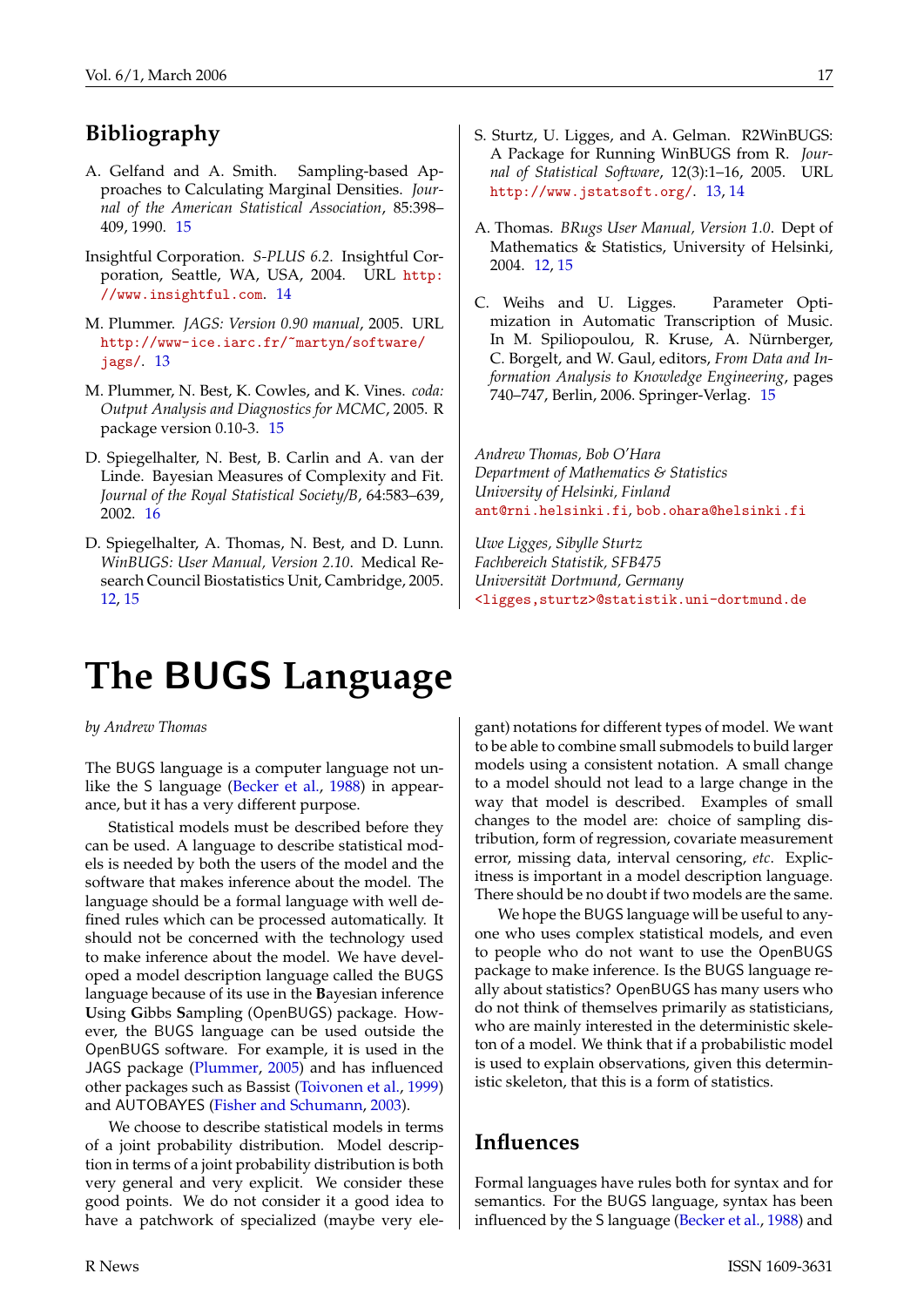## Bibliography

A. Gelfand and A. Smith. Sampling-based Approaches to Calculating Marginal Densities. *Journal of the American Statistical Association*, 85:398–409, 1990. 15

Insightful Corporation. *S-PLUS 6.2*. Insightful Corporation, Seattle, WA, USA, 2004. URL http://www.insightful.com. 14

M. Plummer. *JAGS: Version 0.90 manual*, 2005. URL http://www-ice.iarc.fr/~martyn/software/jags/. 13

M. Plummer, N. Best, K. Cowles, and K. Vines. *coda: Output Analysis and Diagnostics for MCMC*, 2005. R package version 0.10-3. 15

D. Spiegelhalter, N. Best, B. Carlin and A. van der Linde. Bayesian Measures of Complexity and Fit. *Journal of the Royal Statistical Society/B*, 64:583–639, 2002. 16

D. Spiegelhalter, A. Thomas, N. Best, and D. Lunn. *WinBUGS: User Manual, Version 2.10*. Medical Research Council Biostatistics Unit, Cambridge, 2005. 12, 15

S. Sturtz, U. Ligges, and A. Gelman. R2WinBUGS: A Package for Running WinBUGS from R. *Journal of Statistical Software*, 12(3):1–16, 2005. URL http://www.jstatsoft.org/. 13, 14

A. Thomas. *BRugs User Manual, Version 1.0*. Dept of Mathematics & Statistics, University of Helsinki, 2004. 12, 15

C. Weihs and U. Ligges. Parameter Optimization in Automatic Transcription of Music. In M. Spiliopoulou, R. Kruse, A. Nürnberger, C. Borgelt, and W. Gaul, editors, *From Data and Information Analysis to Knowledge Engineering*, pages 740–747, Berlin, 2006. Springer-Verlag. 15

*Andrew Thomas, Bob O'Hara*
*Department of Mathematics & Statistics*
*University of Helsinki, Finland*
ant@rni.helsinki.fi, bob.ohara@helsinki.fi

*Uwe Ligges, Sibylle Sturtz*
*Fachbereich Statistik, SFB475*
*Universität Dortmund, Germany*
<ligges,sturtz>@statistik.uni-dortmund.de

# The BUGS Language

*by Andrew Thomas*

The BUGS language is a computer language not unlike the S language (Becker et al., 1988) in appearance, but it has a very different purpose.

Statistical models must be described before they can be used. A language to describe statistical models is needed by both the users of the model and the software that makes inference about the model. The language should be a formal language with well defined rules which can be processed automatically. It should not be concerned with the technology used to make inference about the model. We have developed a model description language called the BUGS language because of its use in the **B**ayesian inference **U**sing **G**ibbs **S**ampling (OpenBUGS) package. However, the BUGS language can be used outside the OpenBUGS software. For example, it is used in the JAGS package (Plummer, 2005) and has influenced other packages such as Bassist (Toivonen et al., 1999) and AUTOBAYES (Fisher and Schumann, 2003).

We choose to describe statistical models in terms of a joint probability distribution. Model description in terms of a joint probability distribution is both very general and very explicit. We consider these good points. We do not consider it a good idea to have a patchwork of specialized (maybe very elegant) notations for different types of model. We want to be able to combine small submodels to build larger models using a consistent notation. A small change to a model should not lead to a large change in the way that model is described. Examples of small changes to the model are: choice of sampling distribution, form of regression, covariate measurement error, missing data, interval censoring, *etc*. Explicitness is important in a model description language. There should be no doubt if two models are the same.

We hope the BUGS language will be useful to anyone who uses complex statistical models, and even to people who do not want to use the OpenBUGS package to make inference. Is the BUGS language really about statistics? OpenBUGS has many users who do not think of themselves primarily as statisticians, who are mainly interested in the deterministic skeleton of a model. We think that if a probabilistic model is used to explain observations, given this deterministic skeleton, that this is a form of statistics.

## Influences

Formal languages have rules both for syntax and for semantics. For the BUGS language, syntax has been influenced by the S language (Becker et al., 1988) and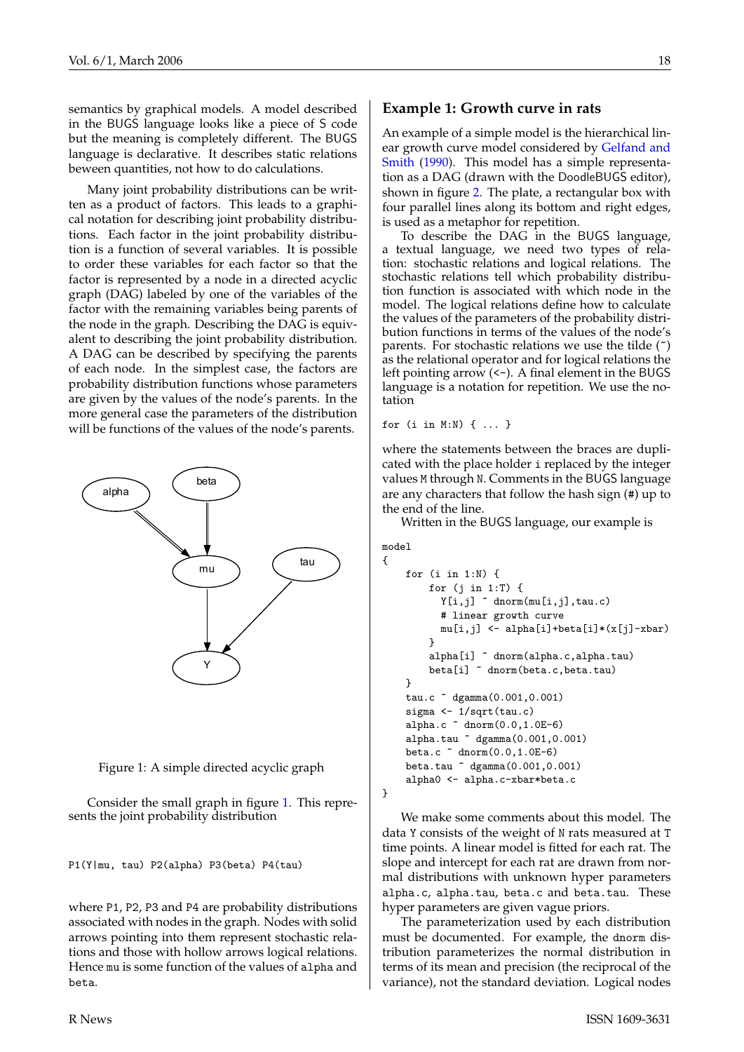semantics by graphical models. A model described in the BUGS language looks like a piece of S code but the meaning is completely different. The BUGS language is declarative. It describes static relations beween quantities, not how to do calculations.

Many joint probability distributions can be written as a product of factors. This leads to a graphical notation for describing joint probability distributions. Each factor in the joint probability distribution is a function of several variables. It is possible to order these variables for each factor so that the factor is represented by a node in a directed acyclic graph (DAG) labeled by one of the variables of the factor with the remaining variables being parents of the node in the graph. Describing the DAG is equivalent to describing the joint probability distribution. A DAG can be described by specifying the parents of each node. In the simplest case, the factors are probability distribution functions whose parameters are given by the values of the node's parents. In the more general case the parameters of the distribution will be functions of the values of the node's parents.

Figure 1: A simple directed acyclic graph

Consider the small graph in figure 1. This represents the joint probability distribution

```
P1(Y|mu, tau) P2(alpha) P3(beta) P4(tau)
```

where P1, P2, P3 and P4 are probability distributions associated with nodes in the graph. Nodes with solid arrows pointing into them represent stochastic relations and those with hollow arrows logical relations. Hence mu is some function of the values of alpha and beta.

## Example 1: Growth curve in rats

An example of a simple model is the hierarchical linear growth curve model considered by Gelfand and Smith (1990). This model has a simple representation as a DAG (drawn with the DoodleBUGS editor), shown in figure 2. The plate, a rectangular box with four parallel lines along its bottom and right edges, is used as a metaphor for repetition.

To describe the DAG in the BUGS language, a textual language, we need two types of relation: stochastic relations and logical relations. The stochastic relations tell which probability distribution function is associated with which node in the model. The logical relations define how to calculate the values of the parameters of the probability distribution functions in terms of the values of the node's parents. For stochastic relations we use the tilde (~) as the relational operator and for logical relations the left pointing arrow (<-). A final element in the BUGS language is a notation for repetition. We use the notation

```
for (i in M:N) { ... }
```

where the statements between the braces are duplicated with the place holder i replaced by the integer values M through N. Comments in the BUGS language are any characters that follow the hash sign (#) up to the end of the line.

Written in the BUGS language, our example is

```
model
{
    for (i in 1:N) {
        for (j in 1:T) {
          Y[i,j] ~ dnorm(mu[i,j],tau.c)
          # linear growth curve
          mu[i,j] <- alpha[i]+beta[i]*(x[j]-xbar)
        }
        alpha[i] ~ dnorm(alpha.c,alpha.tau)
        beta[i] ~ dnorm(beta.c,beta.tau)
    }
    tau.c ~ dgamma(0.001,0.001)
    sigma <- 1/sqrt(tau.c)
    alpha.c ~ dnorm(0.0,1.0E-6)
    alpha.tau ~ dgamma(0.001,0.001)
    beta.c ~ dnorm(0.0,1.0E-6)
    beta.tau ~ dgamma(0.001,0.001)
    alpha0 <- alpha.c-xbar*beta.c
}
```

We make some comments about this model. The data Y consists of the weight of N rats measured at T time points. A linear model is fitted for each rat. The slope and intercept for each rat are drawn from normal distributions with unknown hyper parameters alpha.c, alpha.tau, beta.c and beta.tau. These hyper parameters are given vague priors.

The parameterization used by each distribution must be documented. For example, the dnorm distribution parameterizes the normal distribution in terms of its mean and precision (the reciprocal of the variance), not the standard deviation. Logical nodes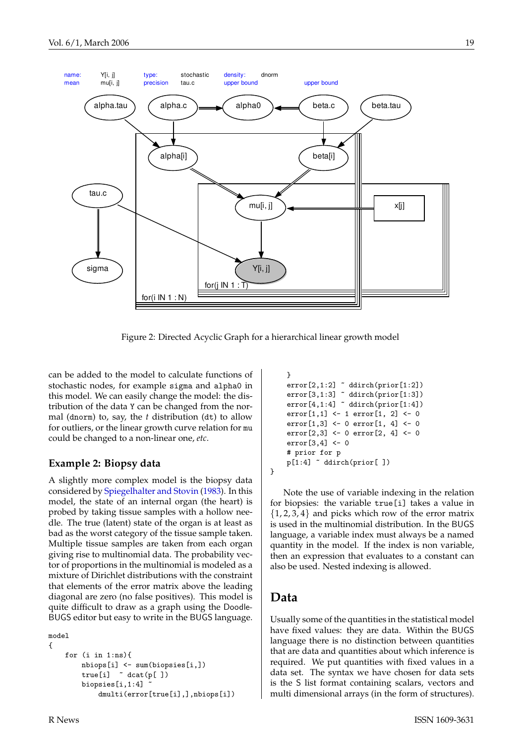name: Y[i, j] type: stochastic density: dnorm
mean mu[i, j] precision tau.c upper bound upper bound

Figure 2: Directed Acyclic Graph for a hierarchical linear growth model

can be added to the model to calculate functions of stochastic nodes, for example `sigma` and `alpha0` in this model. We can easily change the model: the distribution of the data `Y` can be changed from the normal (`dnorm`) to, say, the *t* distribution (`dt`) to allow for outliers, or the linear growth curve relation for `mu` could be changed to a non-linear one, *etc*.

## Example 2: Biopsy data

A slightly more complex model is the biopsy data considered by Spiegelhalter and Stovin (1983). In this model, the state of an internal organ (the heart) is probed by taking tissue samples with a hollow needle. The true (latent) state of the organ is at least as bad as the worst category of the tissue sample taken. Multiple tissue samples are taken from each organ giving rise to multinomial data. The probability vector of proportions in the multinomial is modeled as a mixture of Dirichlet distributions with the constraint that elements of the error matrix above the leading diagonal are zero (no false positives). This model is quite difficult to draw as a graph using the DoodleBUGS editor but easy to write in the BUGS language.

```
model
{
    for (i in 1:ns){
        nbiops[i] <- sum(biopsies[i,])
        true[i]  ~ dcat(p[ ])
        biopsies[i,1:4] ~
            dmulti(error[true[i],],nbiops[i])
    }
    error[2,1:2] ~ ddirch(prior[1:2])
    error[3,1:3] ~ ddirch(prior[1:3])
    error[4,1:4] ~ ddirch(prior[1:4])
    error[1,1] <- 1 error[1, 2] <- 0
    error[1,3] <- 0 error[1, 4] <- 0
    error[2,3] <- 0 error[2, 4] <- 0
    error[3,4] <- 0
    # prior for p
    p[1:4] ~ ddirch(prior[ ])
}
```

Note the use of variable indexing in the relation for biopsies: the variable `true[i]` takes a value in $\{1, 2, 3, 4\}$ and picks which row of the error matrix is used in the multinomial distribution. In the BUGS language, a variable index must always be a named quantity in the model. If the index is non variable, then an expression that evaluates to a constant can also be used. Nested indexing is allowed.

# Data

Usually some of the quantities in the statistical model have fixed values: they are data. Within the BUGS language there is no distinction between quantities that are data and quantities about which inference is required. We put quantities with fixed values in a data set. The syntax we have chosen for data sets is the S list format containing scalars, vectors and multi dimensional arrays (in the form of structures).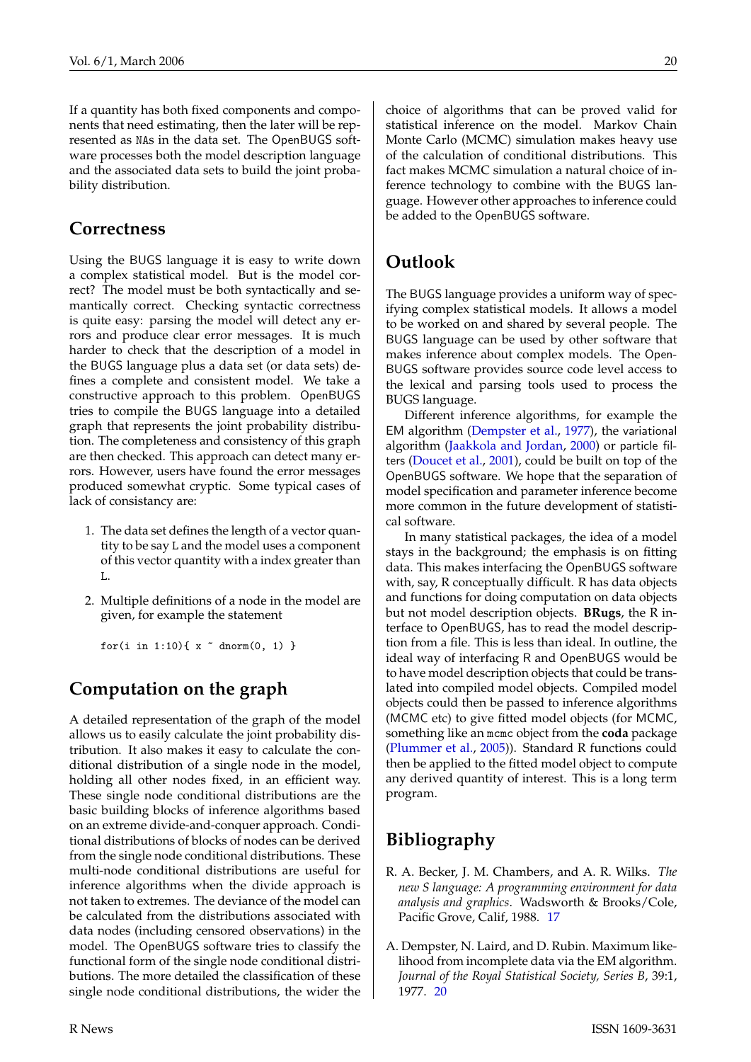If a quantity has both fixed components and components that need estimating, then the later will be represented as NAs in the data set. The OpenBUGS software processes both the model description language and the associated data sets to build the joint probability distribution.

## Correctness

Using the BUGS language it is easy to write down a complex statistical model. But is the model correct? The model must be both syntactically and semantically correct. Checking syntactic correctness is quite easy: parsing the model will detect any errors and produce clear error messages. It is much harder to check that the description of a model in the BUGS language plus a data set (or data sets) defines a complete and consistent model. We take a constructive approach to this problem. OpenBUGS tries to compile the BUGS language into a detailed graph that represents the joint probability distribution. The completeness and consistency of this graph are then checked. This approach can detect many errors. However, users have found the error messages produced somewhat cryptic. Some typical cases of lack of consistancy are:

1. The data set defines the length of a vector quantity to be say L and the model uses a component of this vector quantity with a index greater than L.

2. Multiple definitions of a node in the model are given, for example the statement

```
for(i in 1:10){ x ~ dnorm(0, 1) }
```

## Computation on the graph

A detailed representation of the graph of the model allows us to easily calculate the joint probability distribution. It also makes it easy to calculate the conditional distribution of a single node in the model, holding all other nodes fixed, in an efficient way. These single node conditional distributions are the basic building blocks of inference algorithms based on an extreme divide-and-conquer approach. Conditional distributions of blocks of nodes can be derived from the single node conditional distributions. These multi-node conditional distributions are useful for inference algorithms when the divide approach is not taken to extremes. The deviance of the model can be calculated from the distributions associated with data nodes (including censored observations) in the model. The OpenBUGS software tries to classify the functional form of the single node conditional distributions. The more detailed the classification of these single node conditional distributions, the wider the choice of algorithms that can be proved valid for statistical inference on the model. Markov Chain Monte Carlo (MCMC) simulation makes heavy use of the calculation of conditional distributions. This fact makes MCMC simulation a natural choice of inference technology to combine with the BUGS language. However other approaches to inference could be added to the OpenBUGS software.

## Outlook

The BUGS language provides a uniform way of specifying complex statistical models. It allows a model to be worked on and shared by several people. The BUGS language can be used by other software that makes inference about complex models. The OpenBUGS software provides source code level access to the lexical and parsing tools used to process the BUGS language.

Different inference algorithms, for example the EM algorithm (Dempster et al., 1977), the variational algorithm (Jaakkola and Jordan, 2000) or particle filters (Doucet et al., 2001), could be built on top of the OpenBUGS software. We hope that the separation of model specification and parameter inference become more common in the future development of statistical software.

In many statistical packages, the idea of a model stays in the background; the emphasis is on fitting data. This makes interfacing the OpenBUGS software with, say, R conceptually difficult. R has data objects and functions for doing computation on data objects but not model description objects. **BRugs**, the R interface to OpenBUGS, has to read the model description from a file. This is less than ideal. In outline, the ideal way of interfacing R and OpenBUGS would be to have model description objects that could be translated into compiled model objects. Compiled model objects could then be passed to inference algorithms (MCMC etc) to give fitted model objects (for MCMC, something like an mcmc object from the **coda** package (Plummer et al., 2005)). Standard R functions could then be applied to the fitted model object to compute any derived quantity of interest. This is a long term program.

## Bibliography

R. A. Becker, J. M. Chambers, and A. R. Wilks. *The new S language: A programming environment for data analysis and graphics*. Wadsworth & Brooks/Cole, Pacific Grove, Calif, 1988. 17

A. Dempster, N. Laird, and D. Rubin. Maximum likelihood from incomplete data via the EM algorithm. *Journal of the Royal Statistical Society, Series B*, 39:1, 1977. 20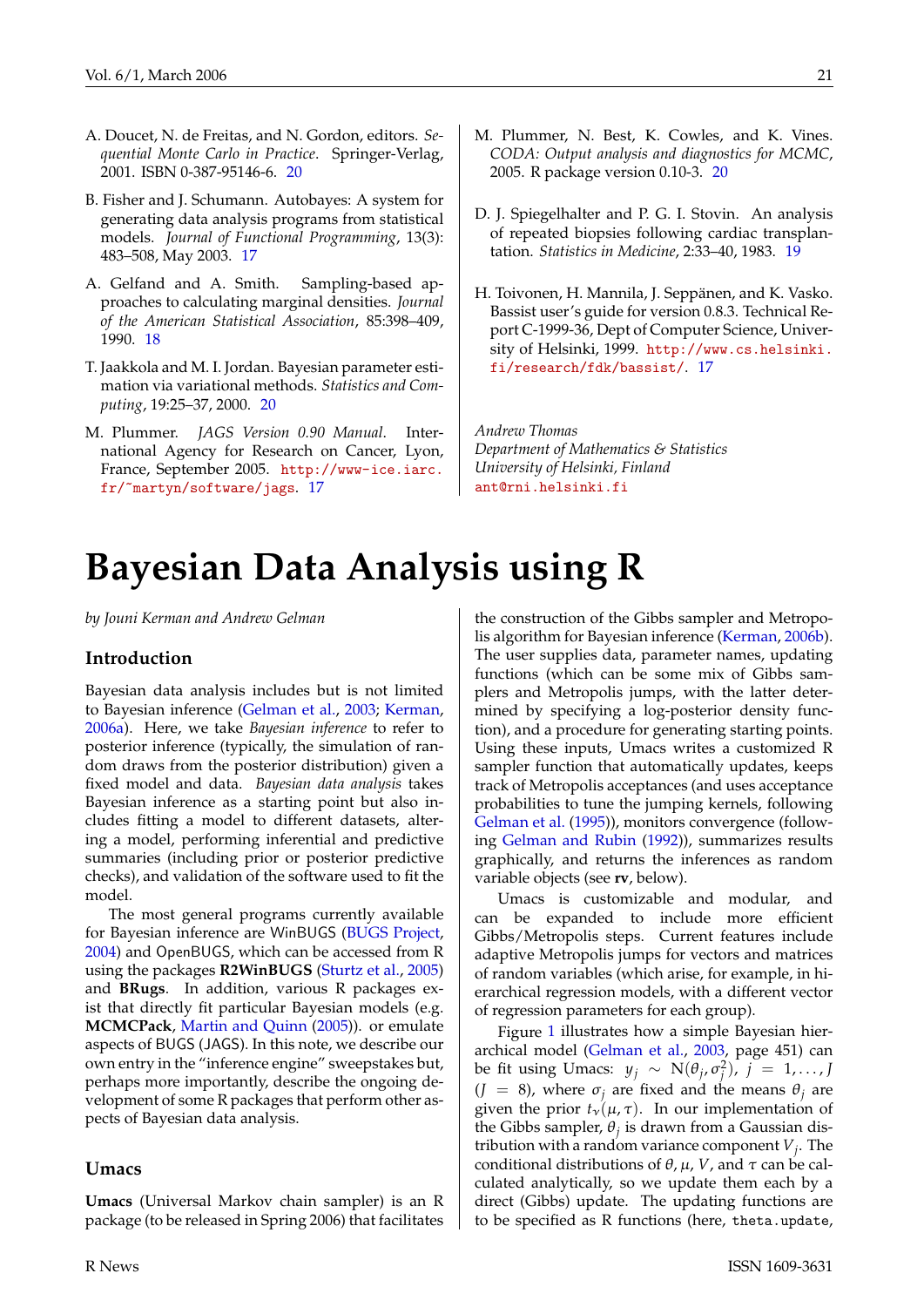A. Doucet, N. de Freitas, and N. Gordon, editors. *Sequential Monte Carlo in Practice*. Springer-Verlag, 2001. ISBN 0-387-95146-6. 20

B. Fisher and J. Schumann. Autobayes: A system for generating data analysis programs from statistical models. *Journal of Functional Programming*, 13(3): 483–508, May 2003. 17

A. Gelfand and A. Smith. Sampling-based approaches to calculating marginal densities. *Journal of the American Statistical Association*, 85:398–409, 1990. 18

T. Jaakkola and M. I. Jordan. Bayesian parameter estimation via variational methods. *Statistics and Computing*, 19:25–37, 2000. 20

M. Plummer. *JAGS Version 0.90 Manual*. International Agency for Research on Cancer, Lyon, France, September 2005. http://www-ice.iarc.fr/~martyn/software/jags. 17

M. Plummer, N. Best, K. Cowles, and K. Vines. *CODA: Output analysis and diagnostics for MCMC*, 2005. R package version 0.10-3. 20

D. J. Spiegelhalter and P. G. I. Stovin. An analysis of repeated biopsies following cardiac transplantation. *Statistics in Medicine*, 2:33–40, 1983. 19

H. Toivonen, H. Mannila, J. Seppänen, and K. Vasko. Bassist user's guide for version 0.8.3. Technical Report C-1999-36, Dept of Computer Science, University of Helsinki, 1999. http://www.cs.helsinki.fi/research/fdk/bassist/. 17

*Andrew Thomas*
*Department of Mathematics & Statistics*
*University of Helsinki, Finland*
ant@rni.helsinki.fi

# Bayesian Data Analysis using R

*by Jouni Kerman and Andrew Gelman*

## Introduction

Bayesian data analysis includes but is not limited to Bayesian inference (Gelman et al., 2003; Kerman, 2006a). Here, we take *Bayesian inference* to refer to posterior inference (typically, the simulation of random draws from the posterior distribution) given a fixed model and data. *Bayesian data analysis* takes Bayesian inference as a starting point but also includes fitting a model to different datasets, altering a model, performing inferential and predictive summaries (including prior or posterior predictive checks), and validation of the software used to fit the model.

The most general programs currently available for Bayesian inference are WinBUGS (BUGS Project, 2004) and OpenBUGS, which can be accessed from R using the packages **R2WinBUGS** (Sturtz et al., 2005) and **BRugs**. In addition, various R packages exist that directly fit particular Bayesian models (e.g. **MCMCPack**, Martin and Quinn (2005)). or emulate aspects of BUGS (JAGS). In this note, we describe our own entry in the "inference engine" sweepstakes but, perhaps more importantly, describe the ongoing development of some R packages that perform other aspects of Bayesian data analysis.

## Umacs

**Umacs** (Universal Markov chain sampler) is an R package (to be released in Spring 2006) that facilitates the construction of the Gibbs sampler and Metropolis algorithm for Bayesian inference (Kerman, 2006b). The user supplies data, parameter names, updating functions (which can be some mix of Gibbs samplers and Metropolis jumps, with the latter determined by specifying a log-posterior density function), and a procedure for generating starting points. Using these inputs, Umacs writes a customized R sampler function that automatically updates, keeps track of Metropolis acceptances (and uses acceptance probabilities to tune the jumping kernels, following Gelman et al. (1995)), monitors convergence (following Gelman and Rubin (1992)), summarizes results graphically, and returns the inferences as random variable objects (see **rv**, below).

Umacs is customizable and modular, and can be expanded to include more efficient Gibbs/Metropolis steps. Current features include adaptive Metropolis jumps for vectors and matrices of random variables (which arise, for example, in hierarchical regression models, with a different vector of regression parameters for each group).

Figure 1 illustrates how a simple Bayesian hierarchical model (Gelman et al., 2003, page 451) can be fit using Umacs: $y_j \sim \mathrm{N}(\theta_j, \sigma_j^2)$, $j = 1, \ldots, J$ ($J = 8$), where $\sigma_j$ are fixed and the means $\theta_j$ are given the prior $t_\nu(\mu, \tau)$. In our implementation of the Gibbs sampler, $\theta_j$ is drawn from a Gaussian distribution with a random variance component $V_j$. The conditional distributions of $\theta$, $\mu$, $V$, and $\tau$ can be calculated analytically, so we update them each by a direct (Gibbs) update. The updating functions are to be specified as R functions (here, `theta.update`,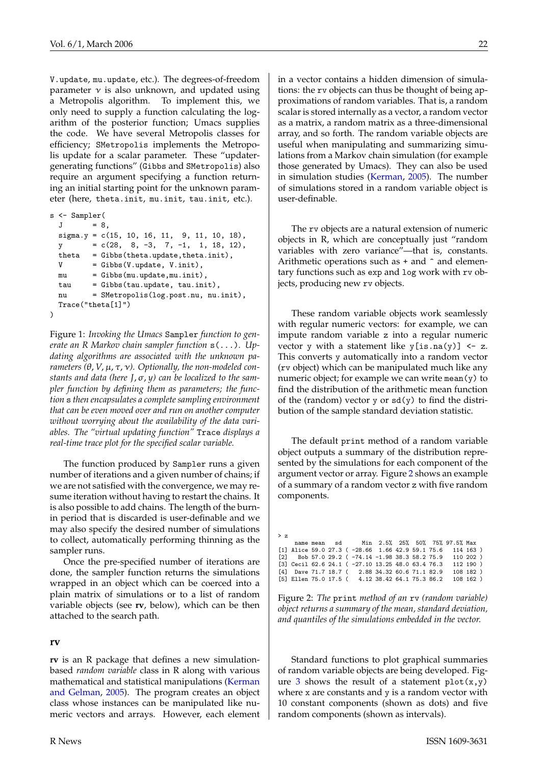V.update, mu.update, etc.). The degrees-of-freedom parameter $\nu$ is also unknown, and updated using a Metropolis algorithm. To implement this, we only need to supply a function calculating the logarithm of the posterior function; Umacs supplies the code. We have several Metropolis classes for efficiency; SMetropolis implements the Metropolis update for a scalar parameter. These "updater-generating functions" (Gibbs and SMetropolis) also require an argument specifying a function returning an initial starting point for the unknown parameter (here, theta.init, mu.init, tau.init, etc.).

```
s <- Sampler(
  J       = 8,
  sigma.y = c(15, 10, 16, 11,  9, 11, 10, 18),
  y       = c(28,  8, -3,  7, -1,  1, 18, 12),
  theta   = Gibbs(theta.update,theta.init),
  V       = Gibbs(V.update, V.init),
  mu      = Gibbs(mu.update,mu.init),
  tau     = Gibbs(tau.update, tau.init),
  nu      = SMetropolis(log.post.nu, nu.init),
  Trace("theta[1]")
)
```

Figure 1: *Invoking the Umacs* Sampler *function to generate an R Markov chain sampler function* s(...). *Updating algorithms are associated with the unknown parameters ($\theta, V, \mu, \tau, \nu$). Optionally, the non-modeled constants and data (here $J, \sigma, y$) can be localized to the sampler function by defining them as parameters; the function* s *then encapsulates a complete sampling environment that can be even moved over and run on another computer without worrying about the availability of the data variables. The "virtual updating function"* Trace *displays a real-time trace plot for the specified scalar variable.*

The function produced by Sampler runs a given number of iterations and a given number of chains; if we are not satisfied with the convergence, we may resume iteration without having to restart the chains. It is also possible to add chains. The length of the burn-in period that is discarded is user-definable and we may also specify the desired number of simulations to collect, automatically performing thinning as the sampler runs.

Once the pre-specified number of iterations are done, the sampler function returns the simulations wrapped in an object which can be coerced into a plain matrix of simulations or to a list of random variable objects (see **rv**, below), which can be then attached to the search path.

## rv

**rv** is an R package that defines a new simulation-based *random variable* class in R along with various mathematical and statistical manipulations (Kerman and Gelman, 2005). The program creates an object class whose instances can be manipulated like numeric vectors and arrays. However, each element in a vector contains a hidden dimension of simulations: the rv objects can thus be thought of being approximations of random variables. That is, a random scalar is stored internally as a vector, a random vector as a matrix, a random matrix as a three-dimensional array, and so forth. The random variable objects are useful when manipulating and summarizing simulations from a Markov chain simulation (for example those generated by Umacs). They can also be used in simulation studies (Kerman, 2005). The number of simulations stored in a random variable object is user-definable.

The rv objects are a natural extension of numeric objects in R, which are conceptually just "random variables with zero variance"—that is, constants. Arithmetic operations such as + and ^ and elementary functions such as exp and log work with rv objects, producing new rv objects.

These random variable objects work seamlessly with regular numeric vectors: for example, we can impute random variable z into a regular numeric vector y with a statement like y[is.na(y)] <- z. This converts y automatically into a random vector (rv object) which can be manipulated much like any numeric object; for example we can write mean(y) to find the distribution of the arithmetic mean function of the (random) vector y or sd(y) to find the distribution of the sample standard deviation statistic.

The default print method of a random variable object outputs a summary of the distribution represented by the simulations for each component of the argument vector or array. Figure 2 shows an example of a summary of a random vector z with five random components.

```
> z
    name mean   sd      Min  2.5%  25%  50%  75% 97.5% Max
[1] Alice 59.0 27.3 ( -28.66  1.66 42.9 59.1 75.6   114 163 )
[2]   Bob 57.0 29.2 ( -74.14 -1.98 38.3 58.2 75.9   110 202 )
[3] Cecil 62.6 24.1 ( -27.10 13.25 48.0 63.4 76.3   112 190 )
[4]  Dave 71.7 18.7 (   2.88 34.32 60.6 71.1 82.9   108 182 )
[5] Ellen 75.0 17.5 (   4.12 38.42 64.1 75.3 86.2   108 162 )
```

Figure 2: *The* print *method of an* rv *(random variable) object returns a summary of the mean, standard deviation, and quantiles of the simulations embedded in the vector.*

Standard functions to plot graphical summaries of random variable objects are being developed. Figure 3 shows the result of a statement plot(x,y) where x are constants and y is a random vector with 10 constant components (shown as dots) and five random components (shown as intervals).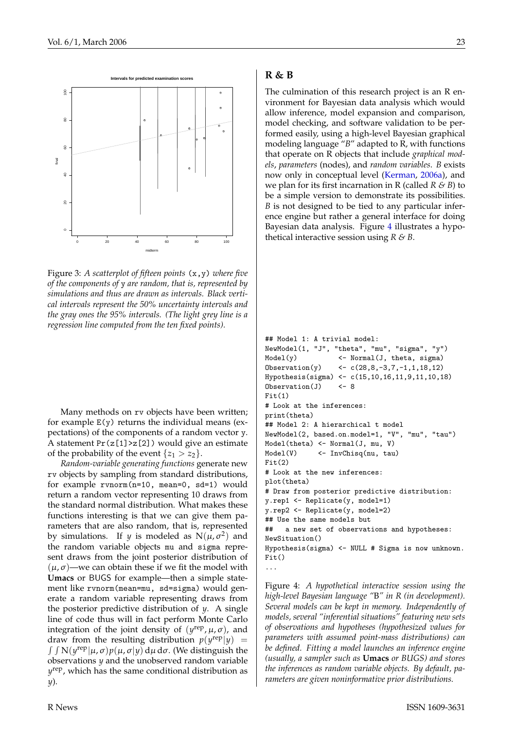Figure 3: *A scatterplot of fifteen points* `(x,y)` *where five of the components of* `y` *are random, that is, represented by simulations and thus are drawn as intervals. Black vertical intervals represent the 50% uncertainty intervals and the gray ones the 95% intervals. (The light grey line is a regression line computed from the ten fixed points).*

Many methods on `rv` objects have been written; for example `E(y)` returns the individual means (expectations) of the components of a random vector `y`. A statement `Pr(z[1]>z[2])` would give an estimate of the probability of the event $\{z_1 > z_2\}$.

*Random-variable generating functions* generate new `rv` objects by sampling from standard distributions, for example `rvnorm(n=10, mean=0, sd=1)` would return a random vector representing 10 draws from the standard normal distribution. What makes these functions interesting is that we can give them parameters that are also random, that is, represented by simulations. If $y$ is modeled as $\mathrm{N}(\mu, \sigma^2)$ and the random variable objects `mu` and `sigma` represent draws from the joint posterior distribution of $(\mu, \sigma)$—we can obtain these if we fit the model with **Umacs** or BUGS for example—then a simple statement like `rvnorm(mean=mu, sd=sigma)` would generate a random variable representing draws from the posterior predictive distribution of $y$. A single line of code thus will in fact perform Monte Carlo integration of the joint density of $(y^{\mathrm{rep}}, \mu, \sigma)$, and draw from the resulting distribution $p(y^{\mathrm{rep}}|y) = \int\int \mathrm{N}(y^{\mathrm{rep}}|\mu, \sigma) p(\mu, \sigma|y)\, \mathrm{d}\mu\, \mathrm{d}\sigma$. (We distinguish the observations $y$ and the unobserved random variable $y^{\mathrm{rep}}$, which has the same conditional distribution as $y$).

## R & B

The culmination of this research project is an R environment for Bayesian data analysis which would allow inference, model expansion and comparison, model checking, and software validation to be performed easily, using a high-level Bayesian graphical modeling language "*B*" adapted to R, with functions that operate on R objects that include *graphical models*, *parameters* (nodes), and *random variables*. *B* exists now only in conceptual level (Kerman, 2006a), and we plan for its first incarnation in R (called *R & B*) to be a simple version to demonstrate its possibilities. *B* is not designed to be tied to any particular inference engine but rather a general interface for doing Bayesian data analysis. Figure 4 illustrates a hypothetical interactive session using *R & B*.

```
## Model 1: A trivial model:
NewModel(1, "J", "theta", "mu", "sigma", "y")
Model(y)          <- Normal(J, theta, sigma)
Observation(y)    <- c(28,8,-3,7,-1,1,18,12)
Hypothesis(sigma) <- c(15,10,16,11,9,11,10,18)
Observation(J)    <- 8
Fit(1)
# Look at the inferences:
print(theta)
## Model 2: A hierarchical t model
NewModel(2, based.on.model=1, "V", "mu", "tau")
Model(theta) <- Normal(J, mu, V)
Model(V)     <- InvChisq(nu, tau)
Fit(2)
# Look at the new inferences:
plot(theta)
# Draw from posterior predictive distribution:
y.rep1 <- Replicate(y, model=1)
y.rep2 <- Replicate(y, model=2)
## Use the same models but
##   a new set of observations and hypotheses:
NewSituation()
Hypothesis(sigma) <- NULL # Sigma is now unknown.
Fit()
...
```

Figure 4: *A hypothetical interactive session using the high-level Bayesian language "*B*" in R (in development). Several models can be kept in memory. Independently of models, several "inferential situations" featuring new sets of observations and hypotheses (hypothesized values for parameters with assumed point-mass distributions) can be defined. Fitting a model launches an inference engine (usually, a sampler such as* **Umacs** *or BUGS) and stores the inferences as random variable objects. By default, parameters are given noninformative prior distributions.*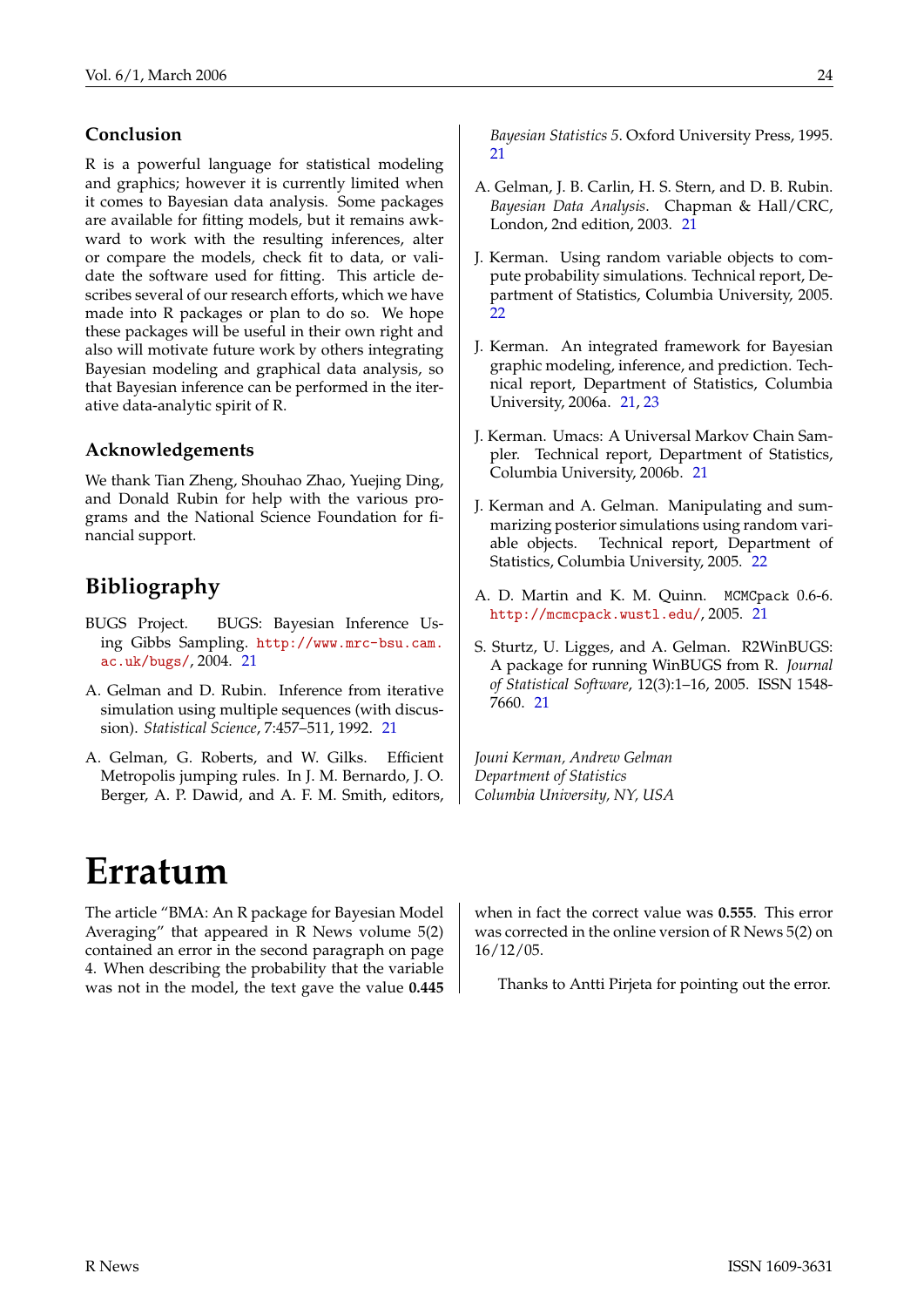### Conclusion

R is a powerful language for statistical modeling and graphics; however it is currently limited when it comes to Bayesian data analysis. Some packages are available for fitting models, but it remains awkward to work with the resulting inferences, alter or compare the models, check fit to data, or validate the software used for fitting. This article describes several of our research efforts, which we have made into R packages or plan to do so. We hope these packages will be useful in their own right and also will motivate future work by others integrating Bayesian modeling and graphical data analysis, so that Bayesian inference can be performed in the iterative data-analytic spirit of R.

### Acknowledgements

We thank Tian Zheng, Shouhao Zhao, Yuejing Ding, and Donald Rubin for help with the various programs and the National Science Foundation for financial support.

## Bibliography

BUGS Project. BUGS: Bayesian Inference Using Gibbs Sampling. http://www.mrc-bsu.cam.ac.uk/bugs/, 2004. 21

A. Gelman and D. Rubin. Inference from iterative simulation using multiple sequences (with discussion). *Statistical Science*, 7:457–511, 1992. 21

A. Gelman, G. Roberts, and W. Gilks. Efficient Metropolis jumping rules. In J. M. Bernardo, J. O. Berger, A. P. Dawid, and A. F. M. Smith, editors, *Bayesian Statistics 5*. Oxford University Press, 1995. 21

A. Gelman, J. B. Carlin, H. S. Stern, and D. B. Rubin. *Bayesian Data Analysis*. Chapman & Hall/CRC, London, 2nd edition, 2003. 21

J. Kerman. Using random variable objects to compute probability simulations. Technical report, Department of Statistics, Columbia University, 2005. 22

J. Kerman. An integrated framework for Bayesian graphic modeling, inference, and prediction. Technical report, Department of Statistics, Columbia University, 2006a. 21, 23

J. Kerman. Umacs: A Universal Markov Chain Sampler. Technical report, Department of Statistics, Columbia University, 2006b. 21

J. Kerman and A. Gelman. Manipulating and summarizing posterior simulations using random variable objects. Technical report, Department of Statistics, Columbia University, 2005. 22

A. D. Martin and K. M. Quinn. `MCMCpack` 0.6-6. http://mcmcpack.wustl.edu/, 2005. 21

S. Sturtz, U. Ligges, and A. Gelman. R2WinBUGS: A package for running WinBUGS from R. *Journal of Statistical Software*, 12(3):1–16, 2005. ISSN 1548-7660. 21

*Jouni Kerman, Andrew Gelman*
*Department of Statistics*
*Columbia University, NY, USA*

# Erratum

The article "BMA: An R package for Bayesian Model Averaging" that appeared in R News volume 5(2) contained an error in the second paragraph on page 4. When describing the probability that the variable was not in the model, the text gave the value **0.445** when in fact the correct value was **0.555**. This error was corrected in the online version of R News 5(2) on 16/12/05.

Thanks to Antti Pirjeta for pointing out the error.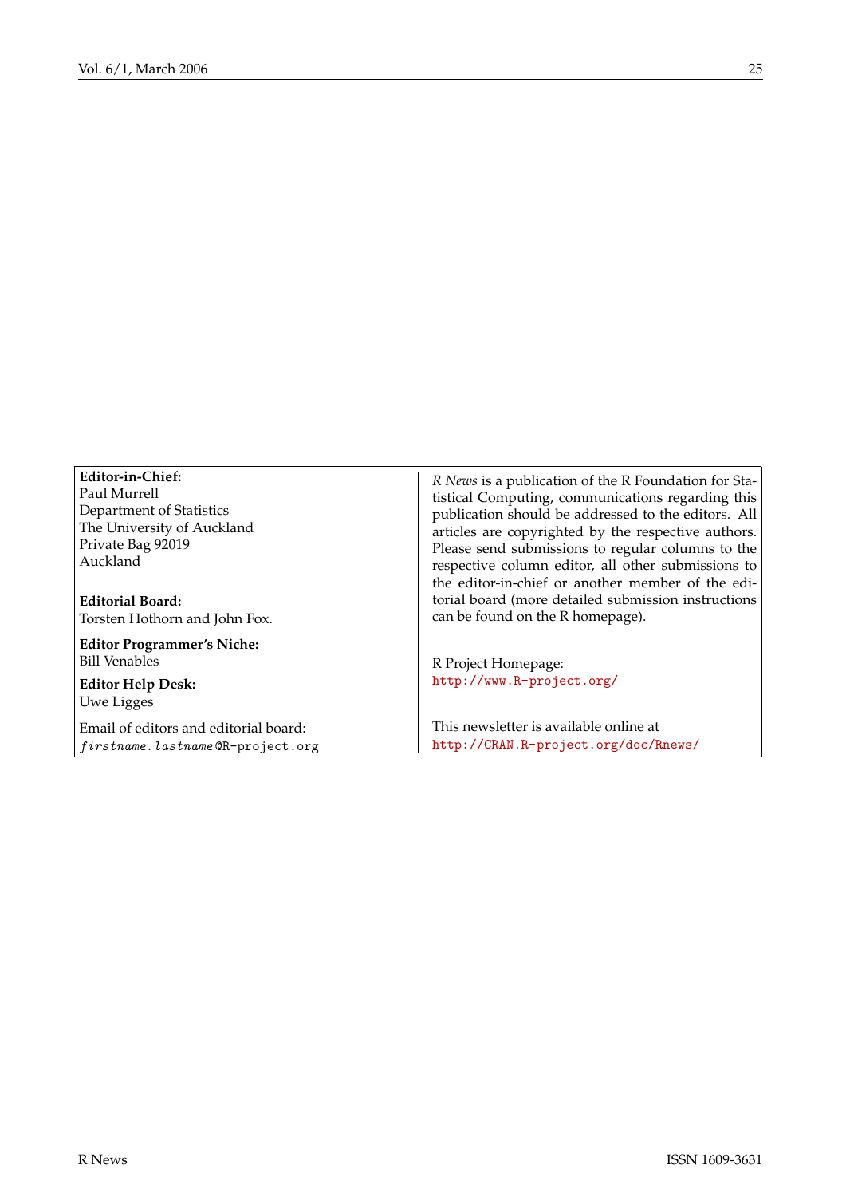**Editor-in-Chief:**
Paul Murrell
Department of Statistics
The University of Auckland
Private Bag 92019
Auckland

**Editorial Board:**
Torsten Hothorn and John Fox.

**Editor Programmer's Niche:**
Bill Venables

**Editor Help Desk:**
Uwe Ligges

Email of editors and editorial board:
`firstname.lastname@R-project.org`

*R News* is a publication of the R Foundation for Statistical Computing, communications regarding this publication should be addressed to the editors. All articles are copyrighted by the respective authors. Please send submissions to regular columns to the respective column editor, all other submissions to the editor-in-chief or another member of the editorial board (more detailed submission instructions can be found on the R homepage).

R Project Homepage:
http://www.R-project.org/

This newsletter is available online at
http://CRAN.R-project.org/doc/Rnews/

ISSN 1609-3631